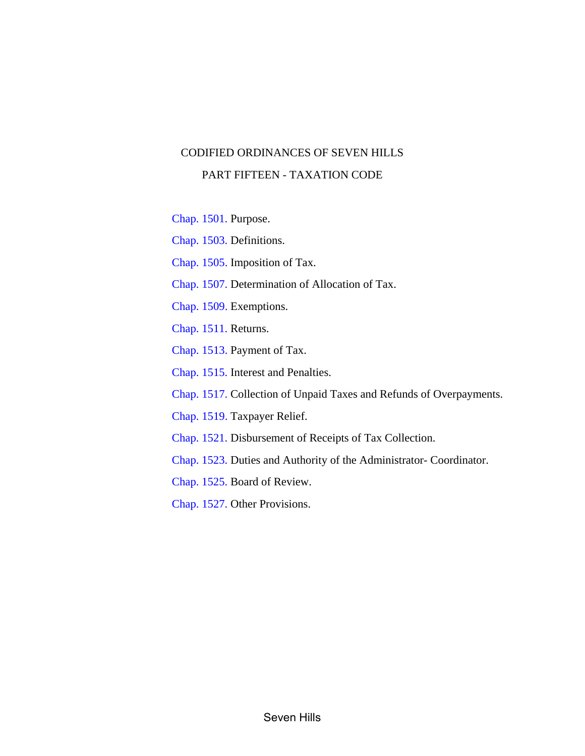# CODIFIED ORDINANCES OF SEVEN HILLS

## PART FIFTEEN - TAXATION CODE

Chap. 1501. Purpose.

Chap. 1503. Definitions.

Chap. 1505. Imposition of Tax.

Chap. 1507. Determination of Allocation of Tax.

Chap. 1509. Exemptions.

Chap. 1511. Returns.

Chap. 1513. Payment of Tax.

Chap. 1515. Interest and Penalties.

Chap. 1517. Collection of Unpaid Taxes and Refunds of Overpayments.

Chap. 1519. Taxpayer Relief.

Chap. 1521. Disbursement of Receipts of Tax Collection.

Chap. 1523. Duties and Authority of the Administrator- Coordinator.

Chap. 1525. Board of Review.

Chap. 1527. Other Provisions.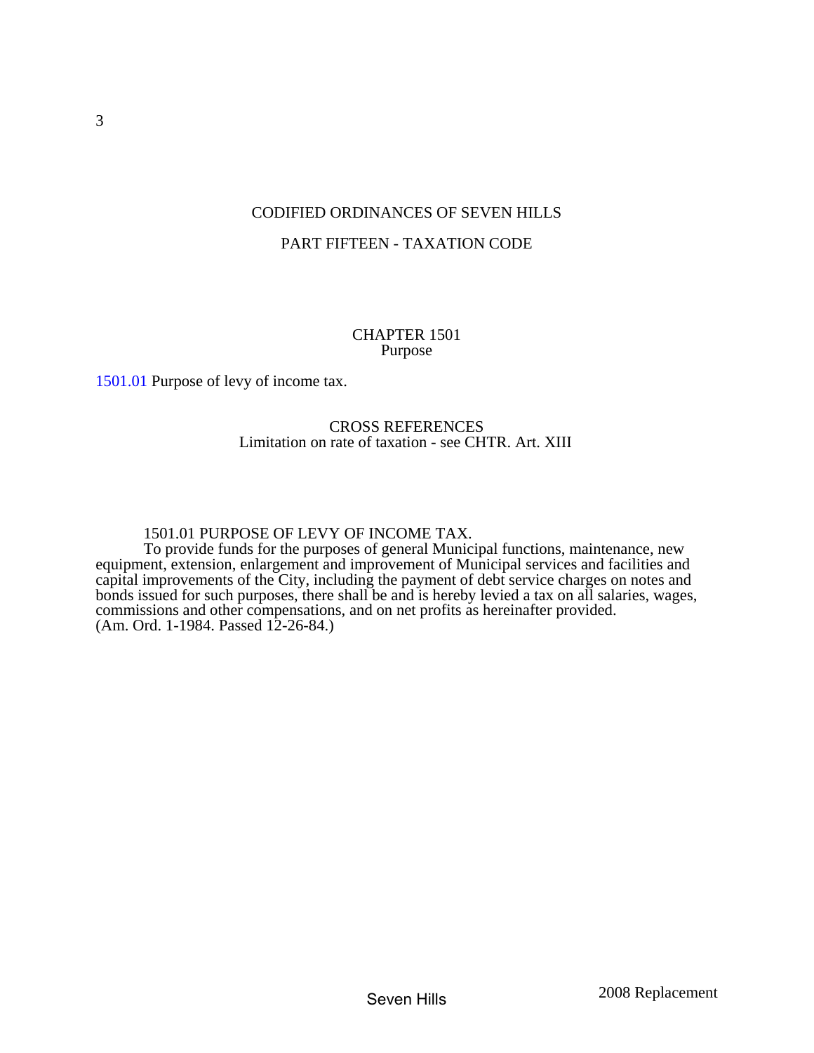# CODIFIED ORDINANCES OF SEVEN HILLS

## PART FIFTEEN - TAXATION CODE

### CHAPTER 1501
### Purpose

1501.01 Purpose of levy of income tax.

CROSS REFERENCES
Limitation on rate of taxation - see CHTR. Art. XIII

1501.01 PURPOSE OF LEVY OF INCOME TAX.

To provide funds for the purposes of general Municipal functions, maintenance, new equipment, extension, enlargement and improvement of Municipal services and facilities and capital improvements of the City, including the payment of debt service charges on notes and bonds issued for such purposes, there shall be and is hereby levied a tax on all salaries, wages, commissions and other compensations, and on net profits as hereinafter provided.
(Am. Ord. 1-1984. Passed 12-26-84.)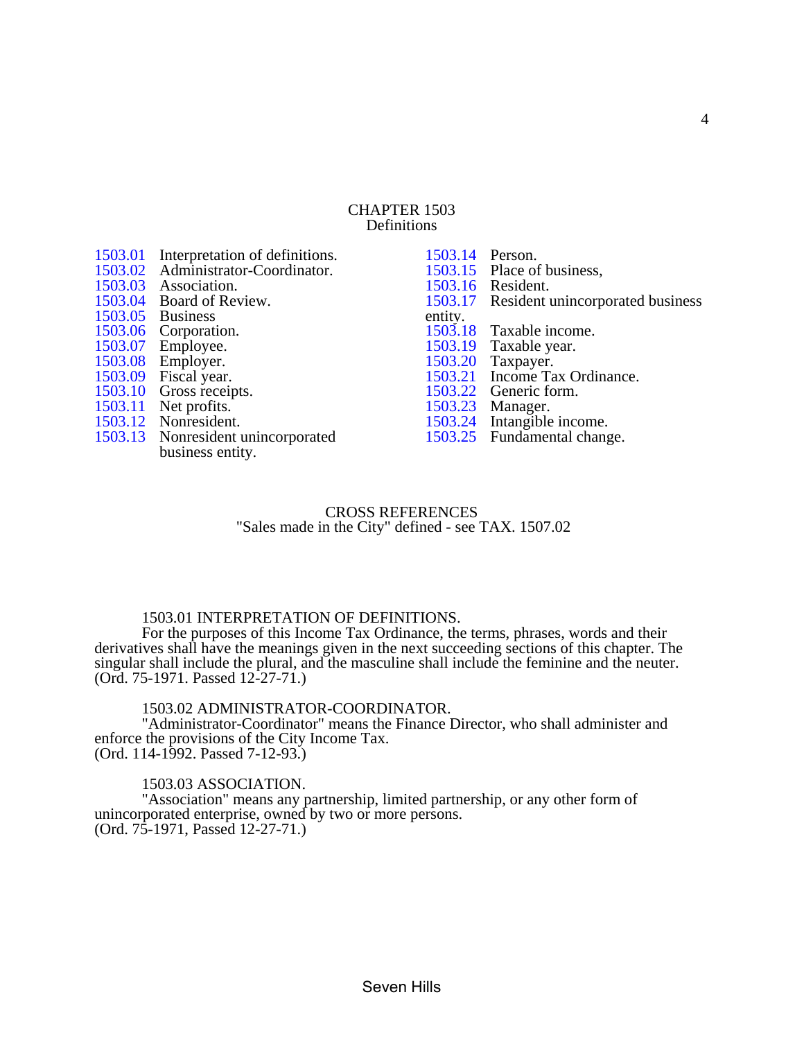# CHAPTER 1503
## Definitions

1503.01 Interpretation of definitions.
1503.02 Administrator-Coordinator.
1503.03 Association.
1503.04 Board of Review.
1503.05 Business
1503.06 Corporation.
1503.07 Employee.
1503.08 Employer.
1503.09 Fiscal year.
1503.10 Gross receipts.
1503.11 Net profits.
1503.12 Nonresident.
1503.13 Nonresident unincorporated business entity.
1503.14 Person.
1503.15 Place of business,
1503.16 Resident.
1503.17 Resident unincorporated business entity.
1503.18 Taxable income.
1503.19 Taxable year.
1503.20 Taxpayer.
1503.21 Income Tax Ordinance.
1503.22 Generic form.
1503.23 Manager.
1503.24 Intangible income.
1503.25 Fundamental change.

CROSS REFERENCES
"Sales made in the City" defined - see TAX. 1507.02

### 1503.01 INTERPRETATION OF DEFINITIONS.

For the purposes of this Income Tax Ordinance, the terms, phrases, words and their derivatives shall have the meanings given in the next succeeding sections of this chapter. The singular shall include the plural, and the masculine shall include the feminine and the neuter. (Ord. 75-1971. Passed 12-27-71.)

### 1503.02 ADMINISTRATOR-COORDINATOR.

"Administrator-Coordinator" means the Finance Director, who shall administer and enforce the provisions of the City Income Tax.
(Ord. 114-1992. Passed 7-12-93.)

### 1503.03 ASSOCIATION.

"Association" means any partnership, limited partnership, or any other form of unincorporated enterprise, owned by two or more persons.
(Ord. 75-1971, Passed 12-27-71.)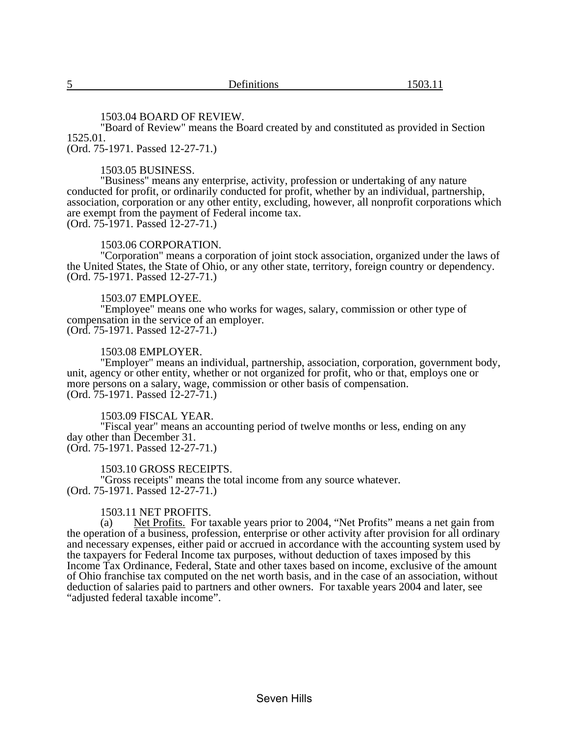1503.04 BOARD OF REVIEW.

"Board of Review" means the Board created by and constituted as provided in Section 1525.01.
(Ord. 75-1971. Passed 12-27-71.)

1503.05 BUSINESS.

"Business" means any enterprise, activity, profession or undertaking of any nature conducted for profit, or ordinarily conducted for profit, whether by an individual, partnership, association, corporation or any other entity, excluding, however, all nonprofit corporations which are exempt from the payment of Federal income tax.
(Ord. 75-1971. Passed 12-27-71.)

1503.06 CORPORATION.

"Corporation" means a corporation of joint stock association, organized under the laws of the United States, the State of Ohio, or any other state, territory, foreign country or dependency.
(Ord. 75-1971. Passed 12-27-71.)

1503.07 EMPLOYEE.

"Employee" means one who works for wages, salary, commission or other type of compensation in the service of an employer.
(Ord. 75-1971. Passed 12-27-71.)

1503.08 EMPLOYER.

"Employer" means an individual, partnership, association, corporation, government body, unit, agency or other entity, whether or not organized for profit, who or that, employs one or more persons on a salary, wage, commission or other basis of compensation.
(Ord. 75-1971. Passed 12-27-71.)

1503.09 FISCAL YEAR.

"Fiscal year" means an accounting period of twelve months or less, ending on any day other than December 31.
(Ord. 75-1971. Passed 12-27-71.)

1503.10 GROSS RECEIPTS.

"Gross receipts" means the total income from any source whatever.
(Ord. 75-1971. Passed 12-27-71.)

1503.11 NET PROFITS.

(a) Net Profits. For taxable years prior to 2004, "Net Profits" means a net gain from the operation of a business, profession, enterprise or other activity after provision for all ordinary and necessary expenses, either paid or accrued in accordance with the accounting system used by the taxpayers for Federal Income tax purposes, without deduction of taxes imposed by this Income Tax Ordinance, Federal, State and other taxes based on income, exclusive of the amount of Ohio franchise tax computed on the net worth basis, and in the case of an association, without deduction of salaries paid to partners and other owners. For taxable years 2004 and later, see "adjusted federal taxable income".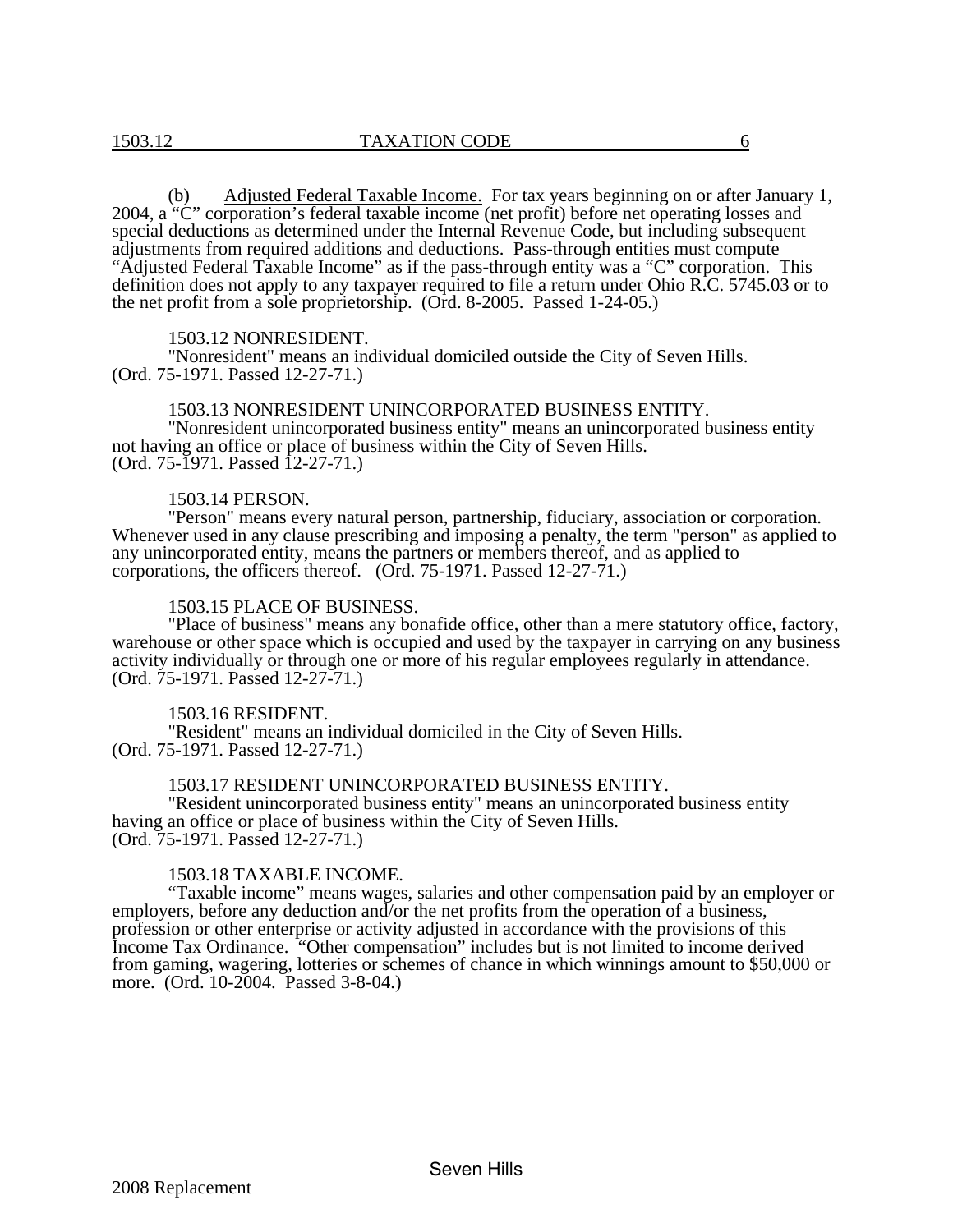(b) Adjusted Federal Taxable Income. For tax years beginning on or after January 1, 2004, a "C" corporation's federal taxable income (net profit) before net operating losses and special deductions as determined under the Internal Revenue Code, but including subsequent adjustments from required additions and deductions. Pass-through entities must compute "Adjusted Federal Taxable Income" as if the pass-through entity was a "C" corporation. This definition does not apply to any taxpayer required to file a return under Ohio R.C. 5745.03 or to the net profit from a sole proprietorship. (Ord. 8-2005. Passed 1-24-05.)

### 1503.12 NONRESIDENT.

"Nonresident" means an individual domiciled outside the City of Seven Hills. (Ord. 75-1971. Passed 12-27-71.)

### 1503.13 NONRESIDENT UNINCORPORATED BUSINESS ENTITY.

"Nonresident unincorporated business entity" means an unincorporated business entity not having an office or place of business within the City of Seven Hills. (Ord. 75-1971. Passed 12-27-71.)

### 1503.14 PERSON.

"Person" means every natural person, partnership, fiduciary, association or corporation. Whenever used in any clause prescribing and imposing a penalty, the term "person" as applied to any unincorporated entity, means the partners or members thereof, and as applied to corporations, the officers thereof. (Ord. 75-1971. Passed 12-27-71.)

### 1503.15 PLACE OF BUSINESS.

"Place of business" means any bonafide office, other than a mere statutory office, factory, warehouse or other space which is occupied and used by the taxpayer in carrying on any business activity individually or through one or more of his regular employees regularly in attendance. (Ord. 75-1971. Passed 12-27-71.)

### 1503.16 RESIDENT.

"Resident" means an individual domiciled in the City of Seven Hills. (Ord. 75-1971. Passed 12-27-71.)

### 1503.17 RESIDENT UNINCORPORATED BUSINESS ENTITY.

"Resident unincorporated business entity" means an unincorporated business entity having an office or place of business within the City of Seven Hills. (Ord. 75-1971. Passed 12-27-71.)

### 1503.18 TAXABLE INCOME.

"Taxable income" means wages, salaries and other compensation paid by an employer or employers, before any deduction and/or the net profits from the operation of a business, profession or other enterprise or activity adjusted in accordance with the provisions of this Income Tax Ordinance. "Other compensation" includes but is not limited to income derived from gaming, wagering, lotteries or schemes of chance in which winnings amount to $50,000 or more. (Ord. 10-2004. Passed 3-8-04.)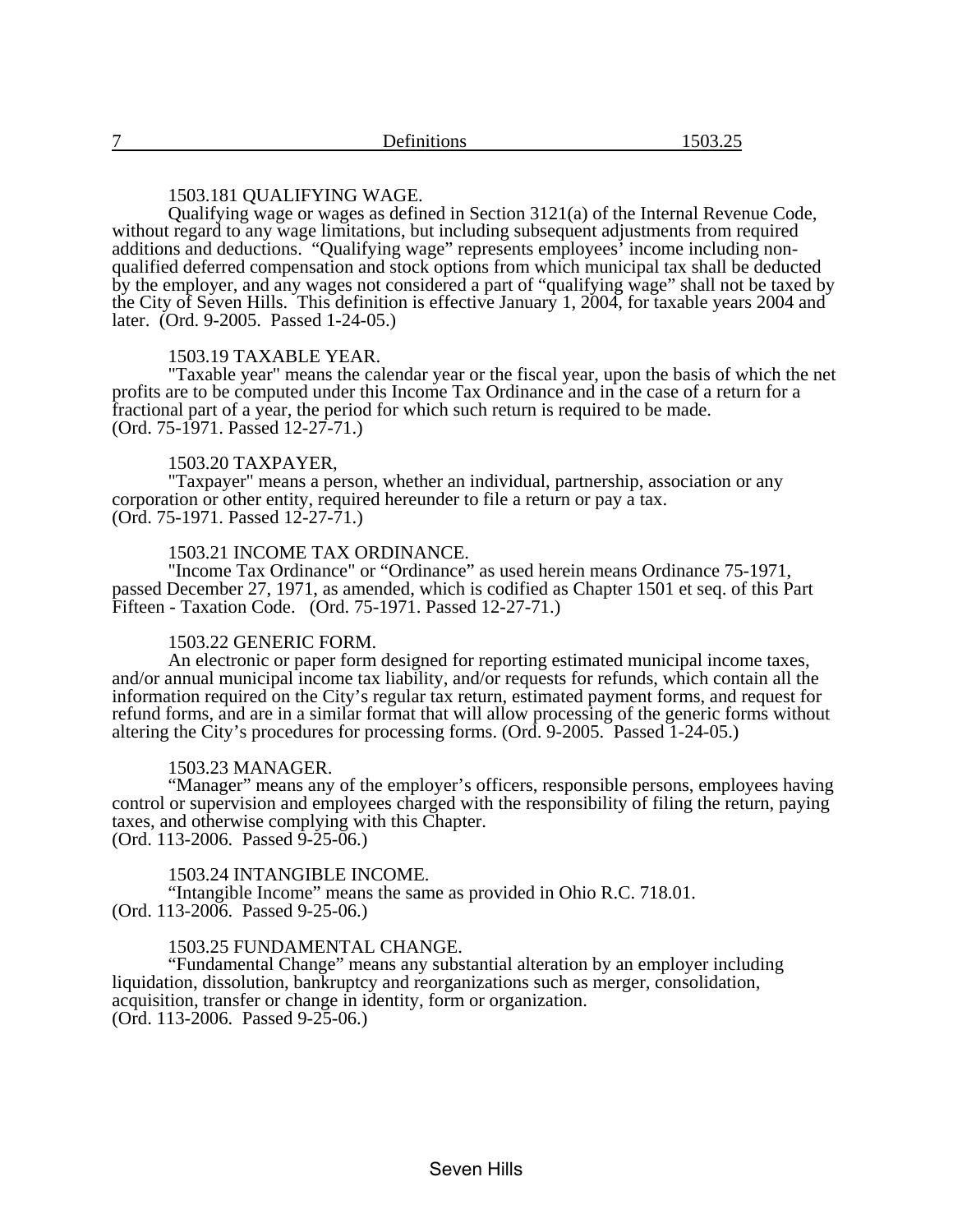### 1503.181 QUALIFYING WAGE.

Qualifying wage or wages as defined in Section 3121(a) of the Internal Revenue Code, without regard to any wage limitations, but including subsequent adjustments from required additions and deductions. "Qualifying wage" represents employees' income including non-qualified deferred compensation and stock options from which municipal tax shall be deducted by the employer, and any wages not considered a part of "qualifying wage" shall not be taxed by the City of Seven Hills. This definition is effective January 1, 2004, for taxable years 2004 and later. (Ord. 9-2005. Passed 1-24-05.)

### 1503.19 TAXABLE YEAR.

"Taxable year" means the calendar year or the fiscal year, upon the basis of which the net profits are to be computed under this Income Tax Ordinance and in the case of a return for a fractional part of a year, the period for which such return is required to be made.
(Ord. 75-1971. Passed 12-27-71.)

### 1503.20 TAXPAYER,

"Taxpayer" means a person, whether an individual, partnership, association or any corporation or other entity, required hereunder to file a return or pay a tax.
(Ord. 75-1971. Passed 12-27-71.)

### 1503.21 INCOME TAX ORDINANCE.

"Income Tax Ordinance" or "Ordinance" as used herein means Ordinance 75-1971, passed December 27, 1971, as amended, which is codified as Chapter 1501 et seq. of this Part Fifteen - Taxation Code. (Ord. 75-1971. Passed 12-27-71.)

### 1503.22 GENERIC FORM.

An electronic or paper form designed for reporting estimated municipal income taxes, and/or annual municipal income tax liability, and/or requests for refunds, which contain all the information required on the City's regular tax return, estimated payment forms, and request for refund forms, and are in a similar format that will allow processing of the generic forms without altering the City's procedures for processing forms. (Ord. 9-2005. Passed 1-24-05.)

### 1503.23 MANAGER.

"Manager" means any of the employer's officers, responsible persons, employees having control or supervision and employees charged with the responsibility of filing the return, paying taxes, and otherwise complying with this Chapter.
(Ord. 113-2006. Passed 9-25-06.)

### 1503.24 INTANGIBLE INCOME.

"Intangible Income" means the same as provided in Ohio R.C. 718.01.
(Ord. 113-2006. Passed 9-25-06.)

### 1503.25 FUNDAMENTAL CHANGE.

"Fundamental Change" means any substantial alteration by an employer including liquidation, dissolution, bankruptcy and reorganizations such as merger, consolidation, acquisition, transfer or change in identity, form or organization.
(Ord. 113-2006. Passed 9-25-06.)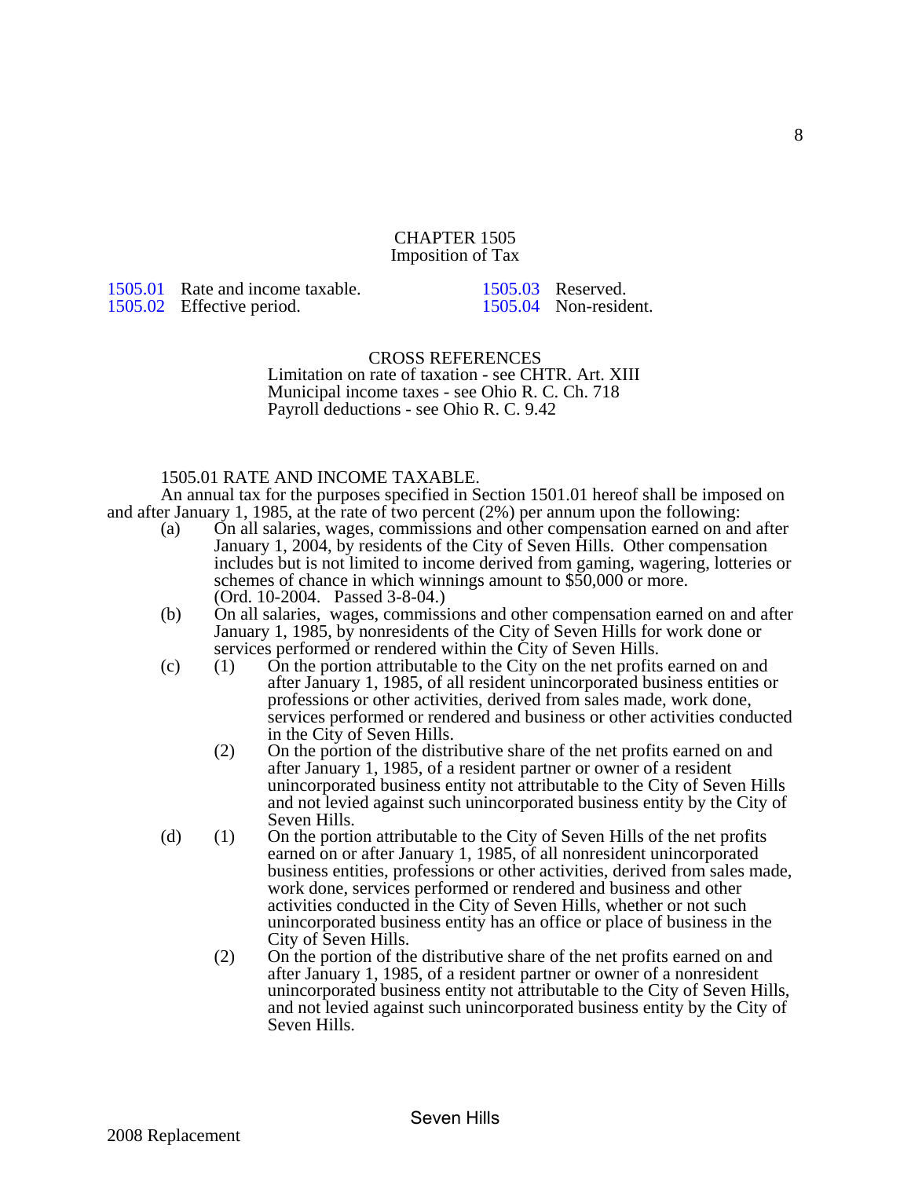# CHAPTER 1505
## Imposition of Tax

1505.01 Rate and income taxable.
1505.02 Effective period.
1505.03 Reserved.
1505.04 Non-resident.

CROSS REFERENCES
Limitation on rate of taxation - see CHTR. Art. XIII
Municipal income taxes - see Ohio R. C. Ch. 718
Payroll deductions - see Ohio R. C. 9.42

### 1505.01 RATE AND INCOME TAXABLE.

An annual tax for the purposes specified in Section 1501.01 hereof shall be imposed on and after January 1, 1985, at the rate of two percent (2%) per annum upon the following:

(a) On all salaries, wages, commissions and other compensation earned on and after January 1, 2004, by residents of the City of Seven Hills. Other compensation includes but is not limited to income derived from gaming, wagering, lotteries or schemes of chance in which winnings amount to $50,000 or more.
(Ord. 10-2004. Passed 3-8-04.)

(b) On all salaries, wages, commissions and other compensation earned on and after January 1, 1985, by nonresidents of the City of Seven Hills for work done or services performed or rendered within the City of Seven Hills.

(c) (1) On the portion attributable to the City on the net profits earned on and after January 1, 1985, of all resident unincorporated business entities or professions or other activities, derived from sales made, work done, services performed or rendered and business or other activities conducted in the City of Seven Hills.

(2) On the portion of the distributive share of the net profits earned on and after January 1, 1985, of a resident partner or owner of a resident unincorporated business entity not attributable to the City of Seven Hills and not levied against such unincorporated business entity by the City of Seven Hills.

(d) (1) On the portion attributable to the City of Seven Hills of the net profits earned on or after January 1, 1985, of all nonresident unincorporated business entities, professions or other activities, derived from sales made, work done, services performed or rendered and business and other activities conducted in the City of Seven Hills, whether or not such unincorporated business entity has an office or place of business in the City of Seven Hills.

(2) On the portion of the distributive share of the net profits earned on and after January 1, 1985, of a resident partner or owner of a nonresident unincorporated business entity not attributable to the City of Seven Hills, and not levied against such unincorporated business entity by the City of Seven Hills.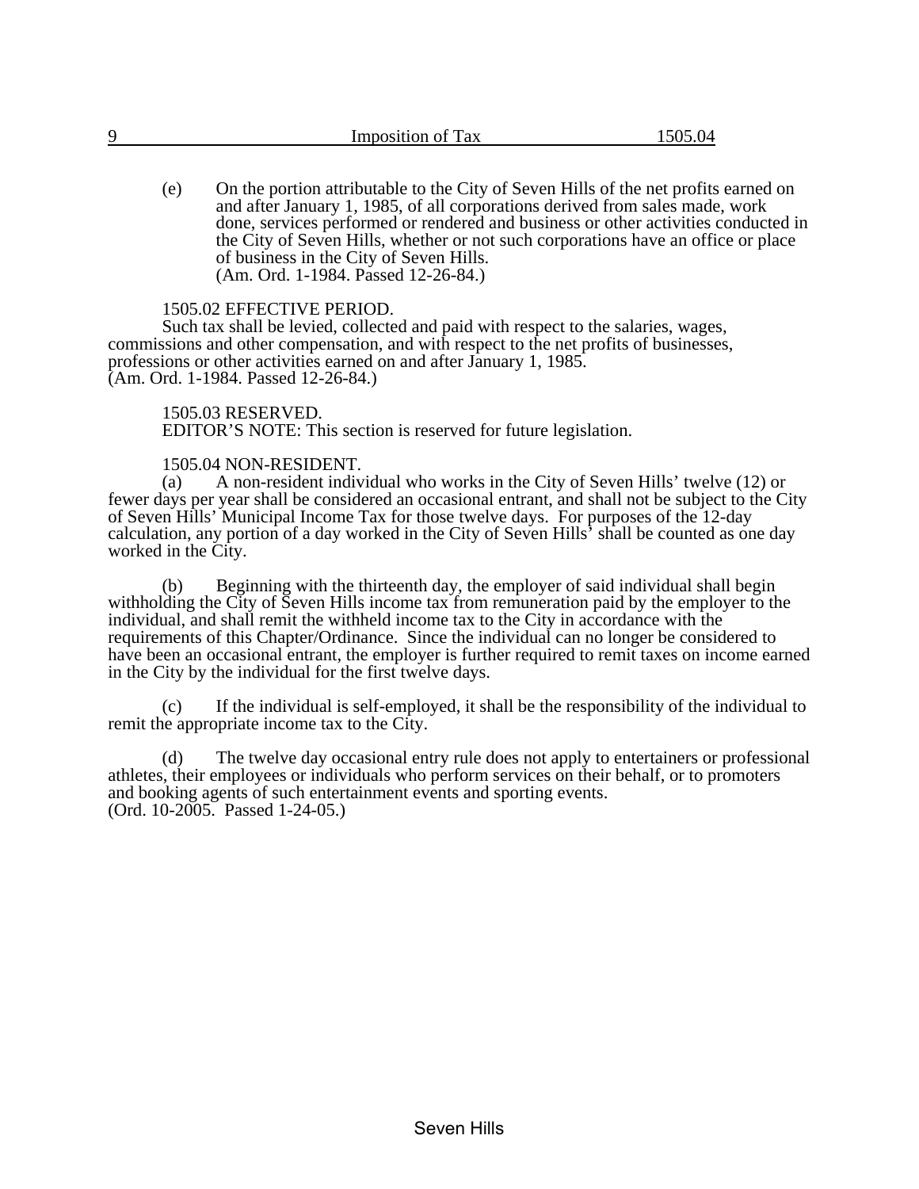(e) On the portion attributable to the City of Seven Hills of the net profits earned on and after January 1, 1985, of all corporations derived from sales made, work done, services performed or rendered and business or other activities conducted in the City of Seven Hills, whether or not such corporations have an office or place of business in the City of Seven Hills.
(Am. Ord. 1-1984. Passed 12-26-84.)

1505.02 EFFECTIVE PERIOD.

Such tax shall be levied, collected and paid with respect to the salaries, wages, commissions and other compensation, and with respect to the net profits of businesses, professions or other activities earned on and after January 1, 1985.
(Am. Ord. 1-1984. Passed 12-26-84.)

1505.03 RESERVED.

EDITOR'S NOTE: This section is reserved for future legislation.

1505.04 NON-RESIDENT.

(a) A non-resident individual who works in the City of Seven Hills' twelve (12) or fewer days per year shall be considered an occasional entrant, and shall not be subject to the City of Seven Hills' Municipal Income Tax for those twelve days. For purposes of the 12-day calculation, any portion of a day worked in the City of Seven Hills' shall be counted as one day worked in the City.

(b) Beginning with the thirteenth day, the employer of said individual shall begin withholding the City of Seven Hills income tax from remuneration paid by the employer to the individual, and shall remit the withheld income tax to the City in accordance with the requirements of this Chapter/Ordinance. Since the individual can no longer be considered to have been an occasional entrant, the employer is further required to remit taxes on income earned in the City by the individual for the first twelve days.

(c) If the individual is self-employed, it shall be the responsibility of the individual to remit the appropriate income tax to the City.

(d) The twelve day occasional entry rule does not apply to entertainers or professional athletes, their employees or individuals who perform services on their behalf, or to promoters and booking agents of such entertainment events and sporting events.
(Ord. 10-2005. Passed 1-24-05.)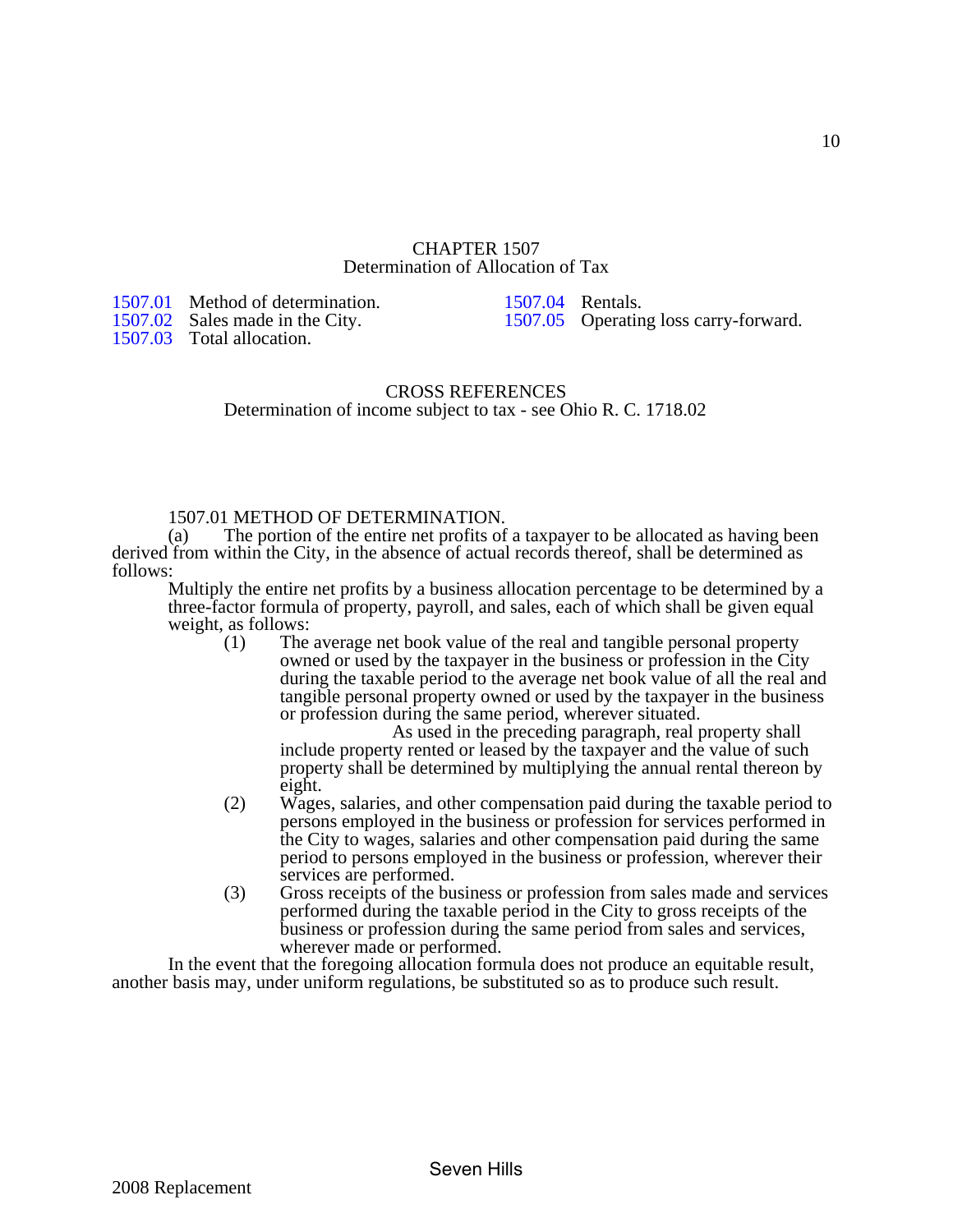# CHAPTER 1507
## Determination of Allocation of Tax

1507.01 Method of determination.
1507.02 Sales made in the City.
1507.03 Total allocation.
1507.04 Rentals.
1507.05 Operating loss carry-forward.

CROSS REFERENCES

Determination of income subject to tax - see Ohio R. C. 1718.02

### 1507.01 METHOD OF DETERMINATION.

(a) The portion of the entire net profits of a taxpayer to be allocated as having been derived from within the City, in the absence of actual records thereof, shall be determined as follows:

Multiply the entire net profits by a business allocation percentage to be determined by a three-factor formula of property, payroll, and sales, each of which shall be given equal weight, as follows:

(1) The average net book value of the real and tangible personal property owned or used by the taxpayer in the business or profession in the City during the taxable period to the average net book value of all the real and tangible personal property owned or used by the taxpayer in the business or profession during the same period, wherever situated.

As used in the preceding paragraph, real property shall include property rented or leased by the taxpayer and the value of such property shall be determined by multiplying the annual rental thereon by eight.

(2) Wages, salaries, and other compensation paid during the taxable period to persons employed in the business or profession for services performed in the City to wages, salaries and other compensation paid during the same period to persons employed in the business or profession, wherever their services are performed.

(3) Gross receipts of the business or profession from sales made and services performed during the taxable period in the City to gross receipts of the business or profession during the same period from sales and services, wherever made or performed.

In the event that the foregoing allocation formula does not produce an equitable result, another basis may, under uniform regulations, be substituted so as to produce such result.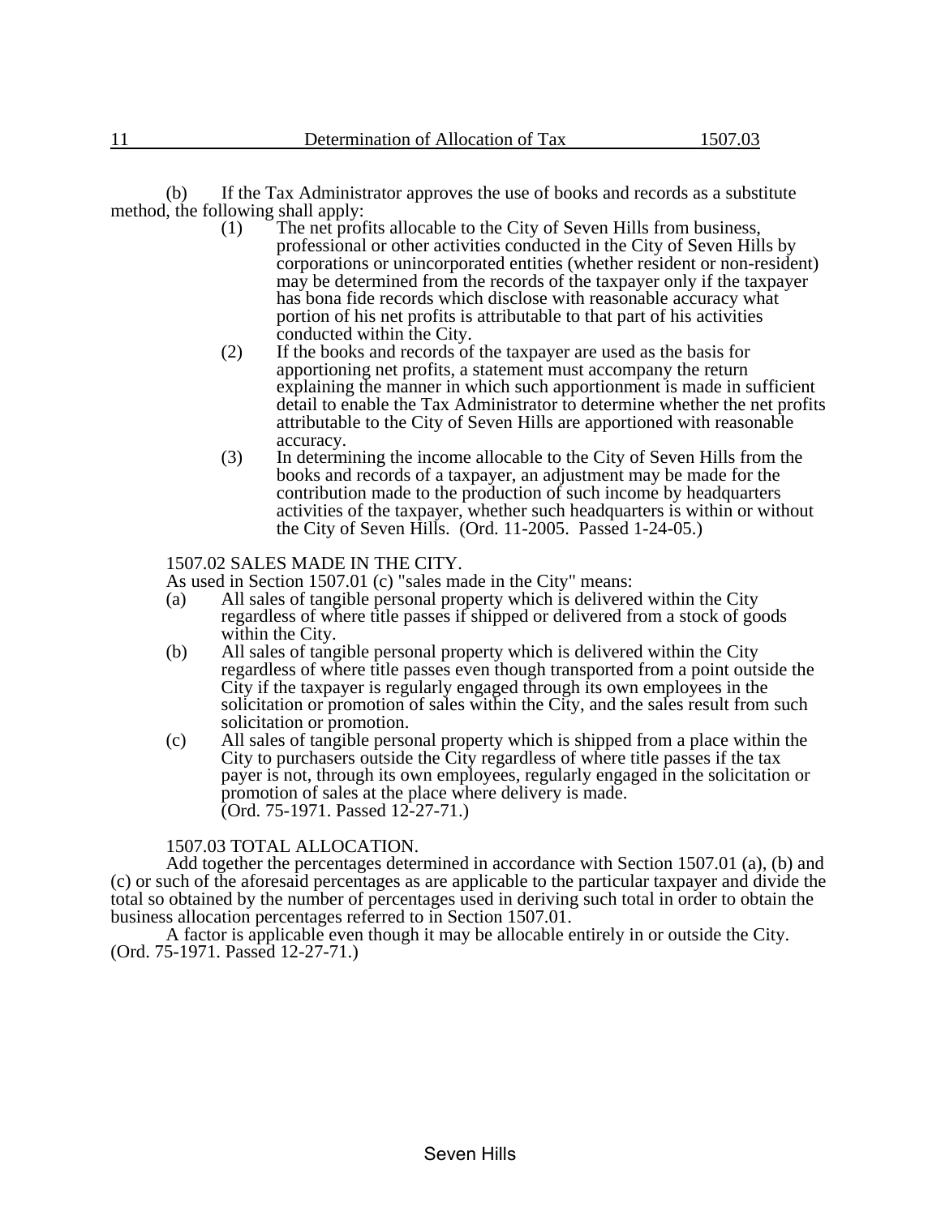(b) If the Tax Administrator approves the use of books and records as a substitute method, the following shall apply:

(1) The net profits allocable to the City of Seven Hills from business, professional or other activities conducted in the City of Seven Hills by corporations or unincorporated entities (whether resident or non-resident) may be determined from the records of the taxpayer only if the taxpayer has bona fide records which disclose with reasonable accuracy what portion of his net profits is attributable to that part of his activities conducted within the City.

(2) If the books and records of the taxpayer are used as the basis for apportioning net profits, a statement must accompany the return explaining the manner in which such apportionment is made in sufficient detail to enable the Tax Administrator to determine whether the net profits attributable to the City of Seven Hills are apportioned with reasonable accuracy.

(3) In determining the income allocable to the City of Seven Hills from the books and records of a taxpayer, an adjustment may be made for the contribution made to the production of such income by headquarters activities of the taxpayer, whether such headquarters is within or without the City of Seven Hills. (Ord. 11-2005. Passed 1-24-05.)

## 1507.02 SALES MADE IN THE CITY.

As used in Section 1507.01 (c) "sales made in the City" means:

(a) All sales of tangible personal property which is delivered within the City regardless of where title passes if shipped or delivered from a stock of goods within the City.

(b) All sales of tangible personal property which is delivered within the City regardless of where title passes even though transported from a point outside the City if the taxpayer is regularly engaged through its own employees in the solicitation or promotion of sales within the City, and the sales result from such solicitation or promotion.

(c) All sales of tangible personal property which is shipped from a place within the City to purchasers outside the City regardless of where title passes if the tax payer is not, through its own employees, regularly engaged in the solicitation or promotion of sales at the place where delivery is made.
(Ord. 75-1971. Passed 12-27-71.)

## 1507.03 TOTAL ALLOCATION.

Add together the percentages determined in accordance with Section 1507.01 (a), (b) and (c) or such of the aforesaid percentages as are applicable to the particular taxpayer and divide the total so obtained by the number of percentages used in deriving such total in order to obtain the business allocation percentages referred to in Section 1507.01.

A factor is applicable even though it may be allocable entirely in or outside the City.
(Ord. 75-1971. Passed 12-27-71.)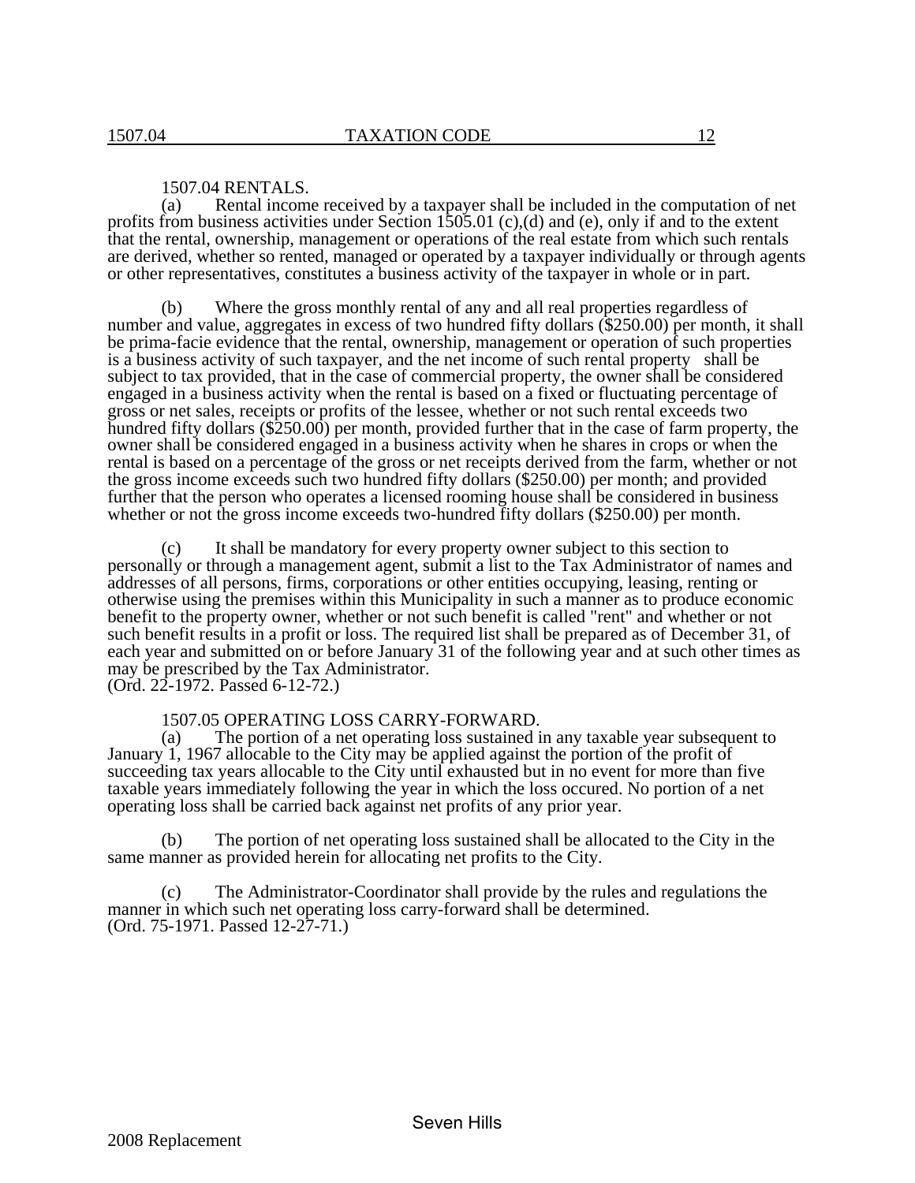### 1507.04 RENTALS.

(a) Rental income received by a taxpayer shall be included in the computation of net profits from business activities under Section 1505.01 (c),(d) and (e), only if and to the extent that the rental, ownership, management or operations of the real estate from which such rentals are derived, whether so rented, managed or operated by a taxpayer individually or through agents or other representatives, constitutes a business activity of the taxpayer in whole or in part.

(b) Where the gross monthly rental of any and all real properties regardless of number and value, aggregates in excess of two hundred fifty dollars ($250.00) per month, it shall be prima-facie evidence that the rental, ownership, management or operation of such properties is a business activity of such taxpayer, and the net income of such rental property shall be subject to tax provided, that in the case of commercial property, the owner shall be considered engaged in a business activity when the rental is based on a fixed or fluctuating percentage of gross or net sales, receipts or profits of the lessee, whether or not such rental exceeds two hundred fifty dollars ($250.00) per month, provided further that in the case of farm property, the owner shall be considered engaged in a business activity when he shares in crops or when the rental is based on a percentage of the gross or net receipts derived from the farm, whether or not the gross income exceeds such two hundred fifty dollars ($250.00) per month; and provided further that the person who operates a licensed rooming house shall be considered in business whether or not the gross income exceeds two-hundred fifty dollars ($250.00) per month.

(c) It shall be mandatory for every property owner subject to this section to personally or through a management agent, submit a list to the Tax Administrator of names and addresses of all persons, firms, corporations or other entities occupying, leasing, renting or otherwise using the premises within this Municipality in such a manner as to produce economic benefit to the property owner, whether or not such benefit is called "rent" and whether or not such benefit results in a profit or loss. The required list shall be prepared as of December 31, of each year and submitted on or before January 31 of the following year and at such other times as may be prescribed by the Tax Administrator.
(Ord. 22-1972. Passed 6-12-72.)

### 1507.05 OPERATING LOSS CARRY-FORWARD.

(a) The portion of a net operating loss sustained in any taxable year subsequent to January 1, 1967 allocable to the City may be applied against the portion of the profit of succeeding tax years allocable to the City until exhausted but in no event for more than five taxable years immediately following the year in which the loss occured. No portion of a net operating loss shall be carried back against net profits of any prior year.

(b) The portion of net operating loss sustained shall be allocated to the City in the same manner as provided herein for allocating net profits to the City.

(c) The Administrator-Coordinator shall provide by the rules and regulations the manner in which such net operating loss carry-forward shall be determined.
(Ord. 75-1971. Passed 12-27-71.)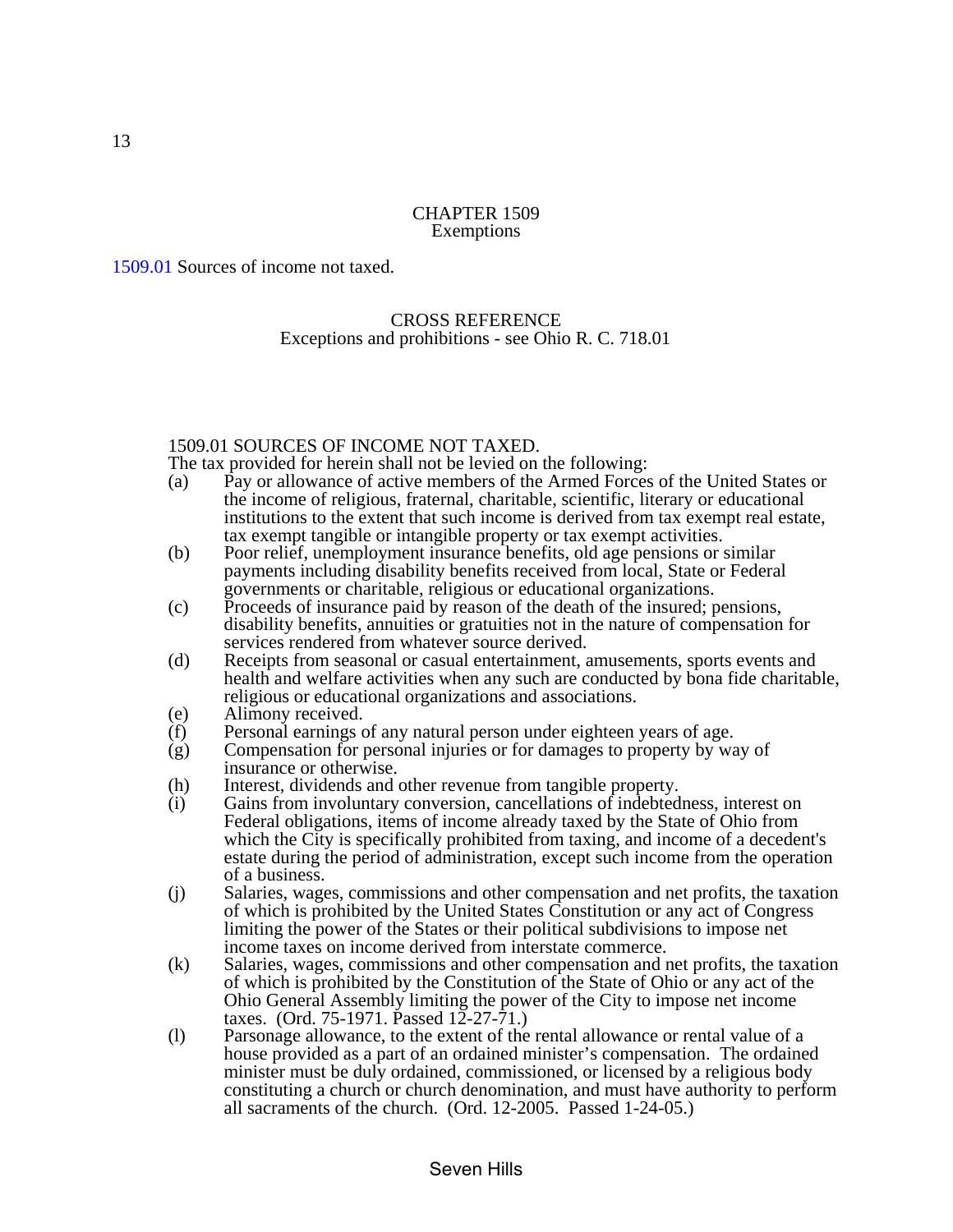# CHAPTER 1509
## Exemptions

1509.01 Sources of income not taxed.

CROSS REFERENCE
Exceptions and prohibitions - see Ohio R. C. 718.01

### 1509.01 SOURCES OF INCOME NOT TAXED.

The tax provided for herein shall not be levied on the following:

(a) Pay or allowance of active members of the Armed Forces of the United States or the income of religious, fraternal, charitable, scientific, literary or educational institutions to the extent that such income is derived from tax exempt real estate, tax exempt tangible or intangible property or tax exempt activities.

(b) Poor relief, unemployment insurance benefits, old age pensions or similar payments including disability benefits received from local, State or Federal governments or charitable, religious or educational organizations.

(c) Proceeds of insurance paid by reason of the death of the insured; pensions, disability benefits, annuities or gratuities not in the nature of compensation for services rendered from whatever source derived.

(d) Receipts from seasonal or casual entertainment, amusements, sports events and health and welfare activities when any such are conducted by bona fide charitable, religious or educational organizations and associations.

(e) Alimony received.

(f) Personal earnings of any natural person under eighteen years of age.

(g) Compensation for personal injuries or for damages to property by way of insurance or otherwise.

(h) Interest, dividends and other revenue from tangible property.

(i) Gains from involuntary conversion, cancellations of indebtedness, interest on Federal obligations, items of income already taxed by the State of Ohio from which the City is specifically prohibited from taxing, and income of a decedent's estate during the period of administration, except such income from the operation of a business.

(j) Salaries, wages, commissions and other compensation and net profits, the taxation of which is prohibited by the United States Constitution or any act of Congress limiting the power of the States or their political subdivisions to impose net income taxes on income derived from interstate commerce.

(k) Salaries, wages, commissions and other compensation and net profits, the taxation of which is prohibited by the Constitution of the State of Ohio or any act of the Ohio General Assembly limiting the power of the City to impose net income taxes. (Ord. 75-1971. Passed 12-27-71.)

(l) Parsonage allowance, to the extent of the rental allowance or rental value of a house provided as a part of an ordained minister's compensation. The ordained minister must be duly ordained, commissioned, or licensed by a religious body constituting a church or church denomination, and must have authority to perform all sacraments of the church. (Ord. 12-2005. Passed 1-24-05.)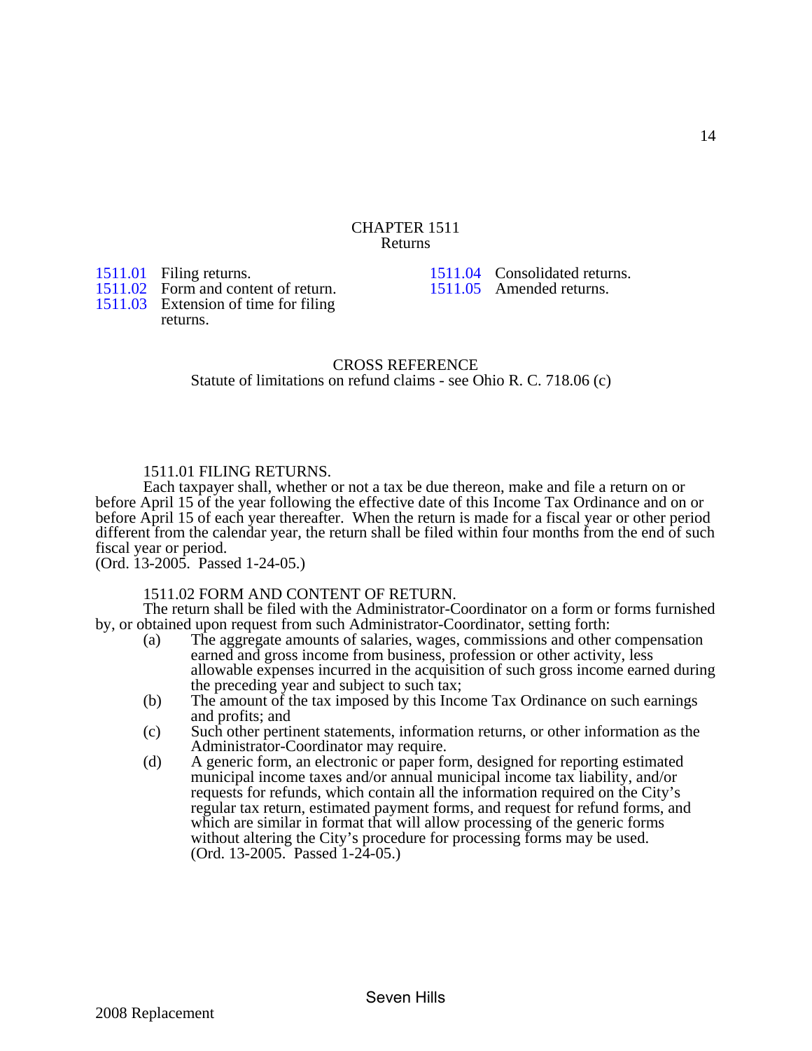# CHAPTER 1511
## Returns

| | | | |
|---|---|---|---|
| 1511.01 | Filing returns. | 1511.04 | Consolidated returns. |
| 1511.02 | Form and content of return. | 1511.05 | Amended returns. |
| 1511.03 | Extension of time for filing returns. | | |

CROSS REFERENCE
Statute of limitations on refund claims - see Ohio R. C. 718.06 (c)

### 1511.01 FILING RETURNS.

Each taxpayer shall, whether or not a tax be due thereon, make and file a return on or before April 15 of the year following the effective date of this Income Tax Ordinance and on or before April 15 of each year thereafter. When the return is made for a fiscal year or other period different from the calendar year, the return shall be filed within four months from the end of such fiscal year or period.
(Ord. 13-2005. Passed 1-24-05.)

### 1511.02 FORM AND CONTENT OF RETURN.

The return shall be filed with the Administrator-Coordinator on a form or forms furnished by, or obtained upon request from such Administrator-Coordinator, setting forth:

(a) The aggregate amounts of salaries, wages, commissions and other compensation earned and gross income from business, profession or other activity, less allowable expenses incurred in the acquisition of such gross income earned during the preceding year and subject to such tax;

(b) The amount of the tax imposed by this Income Tax Ordinance on such earnings and profits; and

(c) Such other pertinent statements, information returns, or other information as the Administrator-Coordinator may require.

(d) A generic form, an electronic or paper form, designed for reporting estimated municipal income taxes and/or annual municipal income tax liability, and/or requests for refunds, which contain all the information required on the City's regular tax return, estimated payment forms, and request for refund forms, and which are similar in format that will allow processing of the generic forms without altering the City's procedure for processing forms may be used.
(Ord. 13-2005. Passed 1-24-05.)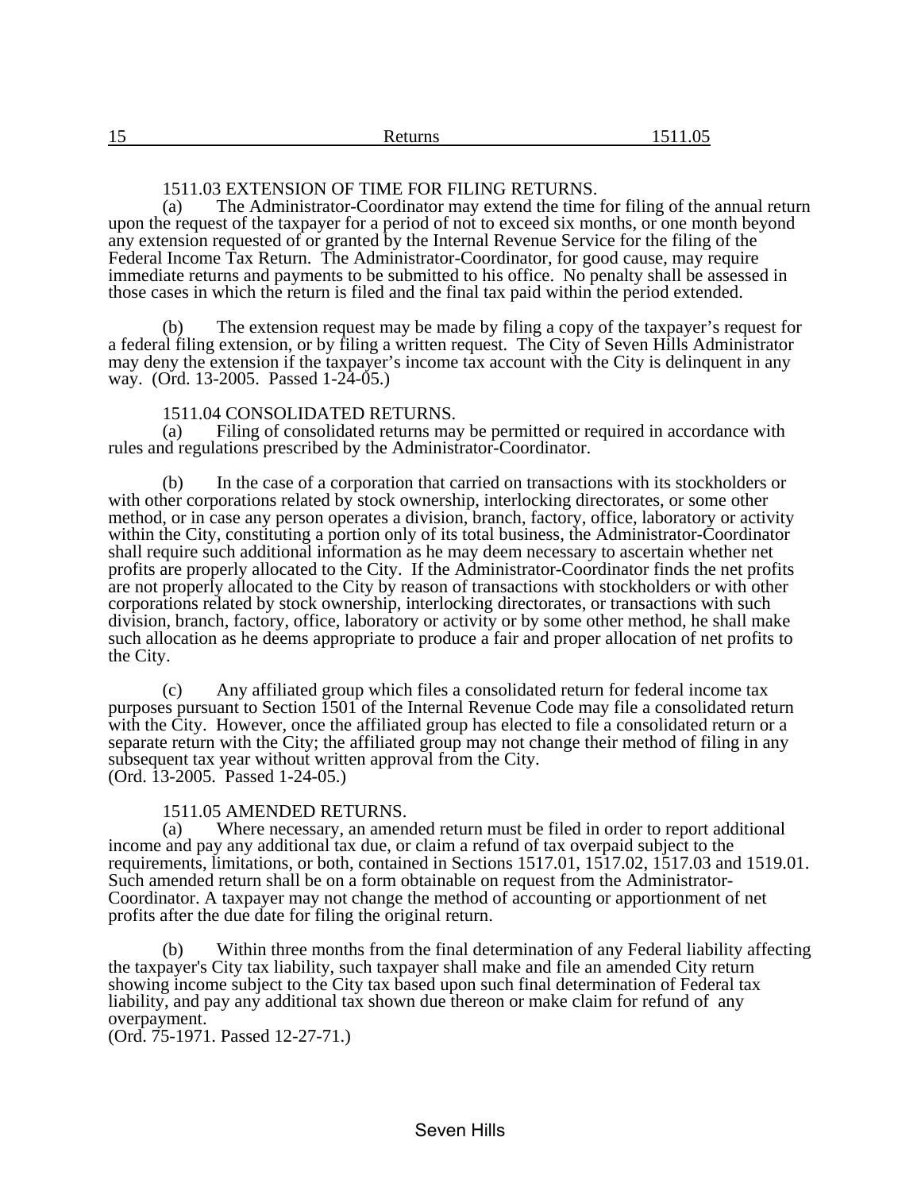### 1511.03 EXTENSION OF TIME FOR FILING RETURNS.

(a) The Administrator-Coordinator may extend the time for filing of the annual return upon the request of the taxpayer for a period of not to exceed six months, or one month beyond any extension requested of or granted by the Internal Revenue Service for the filing of the Federal Income Tax Return. The Administrator-Coordinator, for good cause, may require immediate returns and payments to be submitted to his office. No penalty shall be assessed in those cases in which the return is filed and the final tax paid within the period extended.

(b) The extension request may be made by filing a copy of the taxpayer's request for a federal filing extension, or by filing a written request. The City of Seven Hills Administrator may deny the extension if the taxpayer's income tax account with the City is delinquent in any way. (Ord. 13-2005. Passed 1-24-05.)

### 1511.04 CONSOLIDATED RETURNS.

(a) Filing of consolidated returns may be permitted or required in accordance with rules and regulations prescribed by the Administrator-Coordinator.

(b) In the case of a corporation that carried on transactions with its stockholders or with other corporations related by stock ownership, interlocking directorates, or some other method, or in case any person operates a division, branch, factory, office, laboratory or activity within the City, constituting a portion only of its total business, the Administrator-Coordinator shall require such additional information as he may deem necessary to ascertain whether net profits are properly allocated to the City. If the Administrator-Coordinator finds the net profits are not properly allocated to the City by reason of transactions with stockholders or with other corporations related by stock ownership, interlocking directorates, or transactions with such division, branch, factory, office, laboratory or activity or by some other method, he shall make such allocation as he deems appropriate to produce a fair and proper allocation of net profits to the City.

(c) Any affiliated group which files a consolidated return for federal income tax purposes pursuant to Section 1501 of the Internal Revenue Code may file a consolidated return with the City. However, once the affiliated group has elected to file a consolidated return or a separate return with the City; the affiliated group may not change their method of filing in any subsequent tax year without written approval from the City.
(Ord. 13-2005. Passed 1-24-05.)

### 1511.05 AMENDED RETURNS.

(a) Where necessary, an amended return must be filed in order to report additional income and pay any additional tax due, or claim a refund of tax overpaid subject to the requirements, limitations, or both, contained in Sections 1517.01, 1517.02, 1517.03 and 1519.01. Such amended return shall be on a form obtainable on request from the Administrator-Coordinator. A taxpayer may not change the method of accounting or apportionment of net profits after the due date for filing the original return.

(b) Within three months from the final determination of any Federal liability affecting the taxpayer's City tax liability, such taxpayer shall make and file an amended City return showing income subject to the City tax based upon such final determination of Federal tax liability, and pay any additional tax shown due thereon or make claim for refund of any overpayment.
(Ord. 75-1971. Passed 12-27-71.)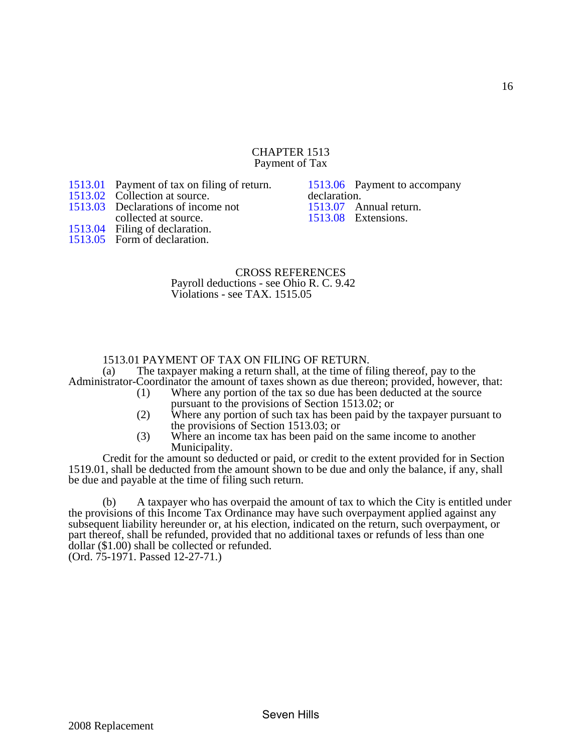# CHAPTER 1513
## Payment of Tax

1513.01 Payment of tax on filing of return.
1513.02 Collection at source.
1513.03 Declarations of income not collected at source.
1513.04 Filing of declaration.
1513.05 Form of declaration.
1513.06 Payment to accompany declaration.
1513.07 Annual return.
1513.08 Extensions.

CROSS REFERENCES
Payroll deductions - see Ohio R. C. 9.42
Violations - see TAX. 1515.05

### 1513.01 PAYMENT OF TAX ON FILING OF RETURN.

(a) The taxpayer making a return shall, at the time of filing thereof, pay to the Administrator-Coordinator the amount of taxes shown as due thereon; provided, however, that:

(1) Where any portion of the tax so due has been deducted at the source pursuant to the provisions of Section 1513.02; or

(2) Where any portion of such tax has been paid by the taxpayer pursuant to the provisions of Section 1513.03; or

(3) Where an income tax has been paid on the same income to another Municipality.

Credit for the amount so deducted or paid, or credit to the extent provided for in Section 1519.01, shall be deducted from the amount shown to be due and only the balance, if any, shall be due and payable at the time of filing such return.

(b) A taxpayer who has overpaid the amount of tax to which the City is entitled under the provisions of this Income Tax Ordinance may have such overpayment applied against any subsequent liability hereunder or, at his election, indicated on the return, such overpayment, or part thereof, shall be refunded, provided that no additional taxes or refunds of less than one dollar ($1.00) shall be collected or refunded.
(Ord. 75-1971. Passed 12-27-71.)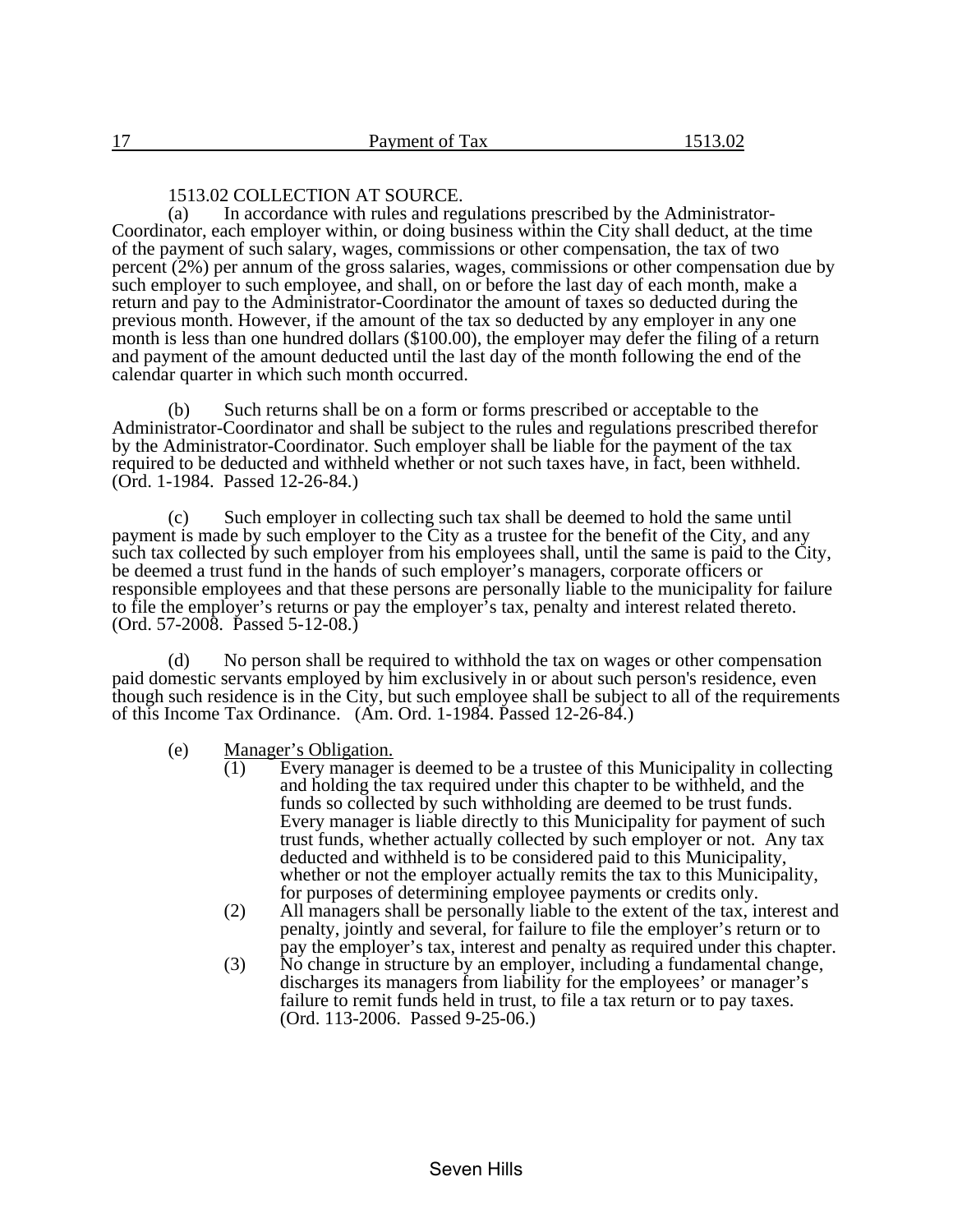### 1513.02 COLLECTION AT SOURCE.

(a) In accordance with rules and regulations prescribed by the Administrator-Coordinator, each employer within, or doing business within the City shall deduct, at the time of the payment of such salary, wages, commissions or other compensation, the tax of two percent (2%) per annum of the gross salaries, wages, commissions or other compensation due by such employer to such employee, and shall, on or before the last day of each month, make a return and pay to the Administrator-Coordinator the amount of taxes so deducted during the previous month. However, if the amount of the tax so deducted by any employer in any one month is less than one hundred dollars ($100.00), the employer may defer the filing of a return and payment of the amount deducted until the last day of the month following the end of the calendar quarter in which such month occurred.

(b) Such returns shall be on a form or forms prescribed or acceptable to the Administrator-Coordinator and shall be subject to the rules and regulations prescribed therefor by the Administrator-Coordinator. Such employer shall be liable for the payment of the tax required to be deducted and withheld whether or not such taxes have, in fact, been withheld. (Ord. 1-1984. Passed 12-26-84.)

(c) Such employer in collecting such tax shall be deemed to hold the same until payment is made by such employer to the City as a trustee for the benefit of the City, and any such tax collected by such employer from his employees shall, until the same is paid to the City, be deemed a trust fund in the hands of such employer's managers, corporate officers or responsible employees and that these persons are personally liable to the municipality for failure to file the employer's returns or pay the employer's tax, penalty and interest related thereto. (Ord. 57-2008. Passed 5-12-08.)

(d) No person shall be required to withhold the tax on wages or other compensation paid domestic servants employed by him exclusively in or about such person's residence, even though such residence is in the City, but such employee shall be subject to all of the requirements of this Income Tax Ordinance. (Am. Ord. 1-1984. Passed 12-26-84.)

(e) Manager's Obligation.

(1) Every manager is deemed to be a trustee of this Municipality in collecting and holding the tax required under this chapter to be withheld, and the funds so collected by such withholding are deemed to be trust funds. Every manager is liable directly to this Municipality for payment of such trust funds, whether actually collected by such employer or not. Any tax deducted and withheld is to be considered paid to this Municipality, whether or not the employer actually remits the tax to this Municipality, for purposes of determining employee payments or credits only.

(2) All managers shall be personally liable to the extent of the tax, interest and penalty, jointly and several, for failure to file the employer's return or to pay the employer's tax, interest and penalty as required under this chapter.

(3) No change in structure by an employer, including a fundamental change, discharges its managers from liability for the employees' or manager's failure to remit funds held in trust, to file a tax return or to pay taxes. (Ord. 113-2006. Passed 9-25-06.)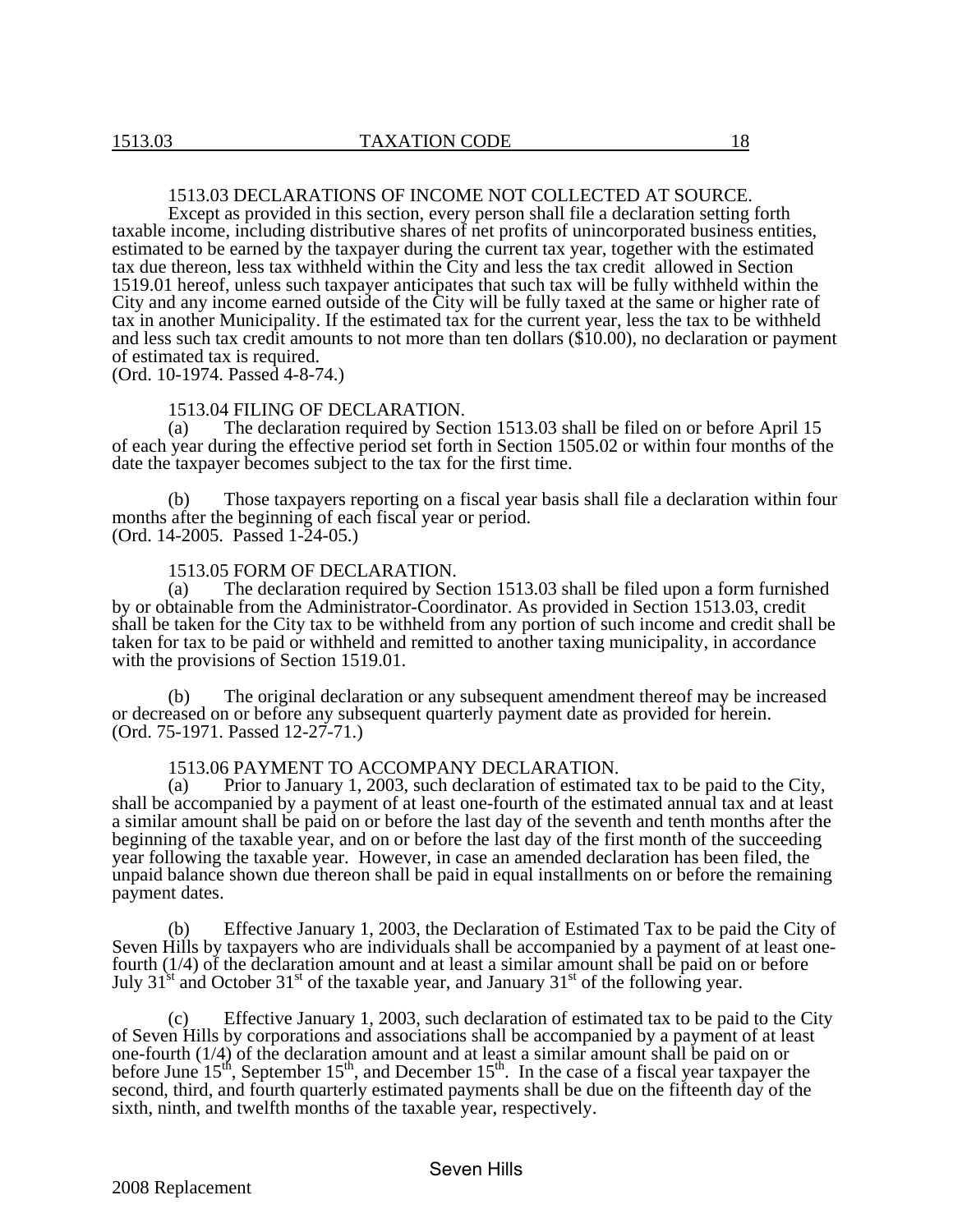### 1513.03 DECLARATIONS OF INCOME NOT COLLECTED AT SOURCE.

Except as provided in this section, every person shall file a declaration setting forth taxable income, including distributive shares of net profits of unincorporated business entities, estimated to be earned by the taxpayer during the current tax year, together with the estimated tax due thereon, less tax withheld within the City and less the tax credit allowed in Section 1519.01 hereof, unless such taxpayer anticipates that such tax will be fully withheld within the City and any income earned outside of the City will be fully taxed at the same or higher rate of tax in another Municipality. If the estimated tax for the current year, less the tax to be withheld and less such tax credit amounts to not more than ten dollars ($10.00), no declaration or payment of estimated tax is required.
(Ord. 10-1974. Passed 4-8-74.)

### 1513.04 FILING OF DECLARATION.

(a) The declaration required by Section 1513.03 shall be filed on or before April 15 of each year during the effective period set forth in Section 1505.02 or within four months of the date the taxpayer becomes subject to the tax for the first time.

(b) Those taxpayers reporting on a fiscal year basis shall file a declaration within four months after the beginning of each fiscal year or period.
(Ord. 14-2005. Passed 1-24-05.)

### 1513.05 FORM OF DECLARATION.

(a) The declaration required by Section 1513.03 shall be filed upon a form furnished by or obtainable from the Administrator-Coordinator. As provided in Section 1513.03, credit shall be taken for the City tax to be withheld from any portion of such income and credit shall be taken for tax to be paid or withheld and remitted to another taxing municipality, in accordance with the provisions of Section 1519.01.

(b) The original declaration or any subsequent amendment thereof may be increased or decreased on or before any subsequent quarterly payment date as provided for herein.
(Ord. 75-1971. Passed 12-27-71.)

### 1513.06 PAYMENT TO ACCOMPANY DECLARATION.

(a) Prior to January 1, 2003, such declaration of estimated tax to be paid to the City, shall be accompanied by a payment of at least one-fourth of the estimated annual tax and at least a similar amount shall be paid on or before the last day of the seventh and tenth months after the beginning of the taxable year, and on or before the last day of the first month of the succeeding year following the taxable year. However, in case an amended declaration has been filed, the unpaid balance shown due thereon shall be paid in equal installments on or before the remaining payment dates.

(b) Effective January 1, 2003, the Declaration of Estimated Tax to be paid the City of Seven Hills by taxpayers who are individuals shall be accompanied by a payment of at least one-fourth (1/4) of the declaration amount and at least a similar amount shall be paid on or before July 31st and October 31st of the taxable year, and January 31st of the following year.

(c) Effective January 1, 2003, such declaration of estimated tax to be paid to the City of Seven Hills by corporations and associations shall be accompanied by a payment of at least one-fourth (1/4) of the declaration amount and at least a similar amount shall be paid on or before June 15th, September 15th, and December 15th. In the case of a fiscal year taxpayer the second, third, and fourth quarterly estimated payments shall be due on the fifteenth day of the sixth, ninth, and twelfth months of the taxable year, respectively.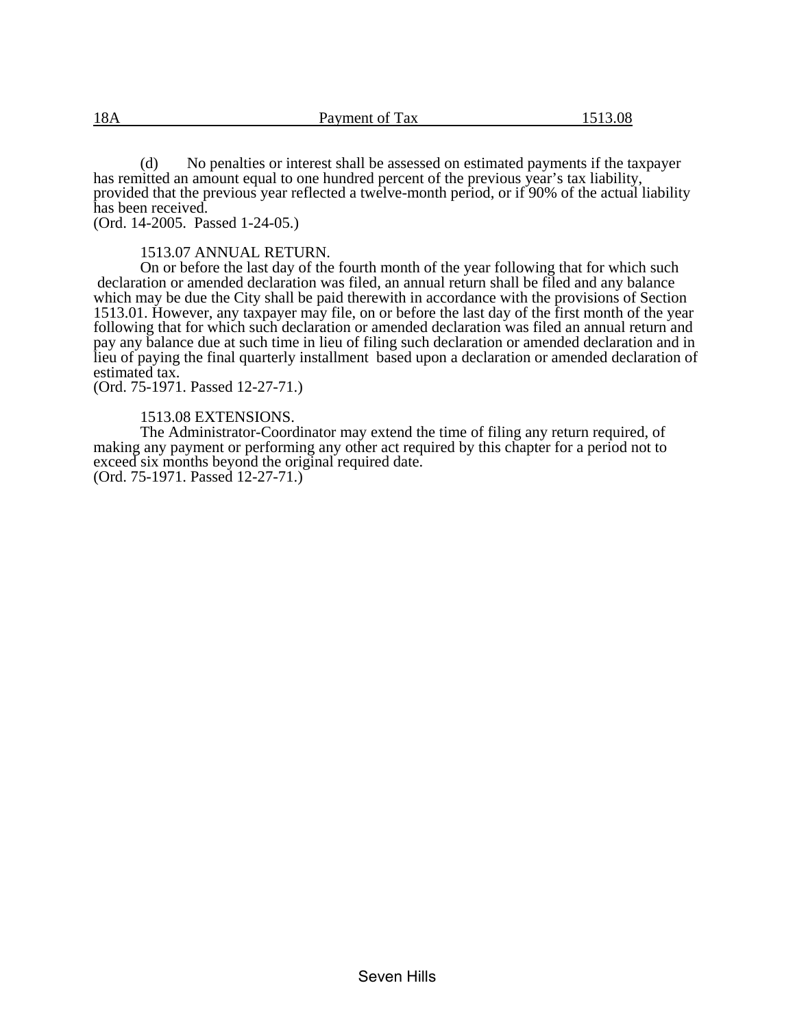(d) No penalties or interest shall be assessed on estimated payments if the taxpayer has remitted an amount equal to one hundred percent of the previous year's tax liability, provided that the previous year reflected a twelve-month period, or if 90% of the actual liability has been received.
(Ord. 14-2005. Passed 1-24-05.)

### 1513.07 ANNUAL RETURN.

On or before the last day of the fourth month of the year following that for which such declaration or amended declaration was filed, an annual return shall be filed and any balance which may be due the City shall be paid therewith in accordance with the provisions of Section 1513.01. However, any taxpayer may file, on or before the last day of the first month of the year following that for which such declaration or amended declaration was filed an annual return and pay any balance due at such time in lieu of filing such declaration or amended declaration and in lieu of paying the final quarterly installment based upon a declaration or amended declaration of estimated tax.
(Ord. 75-1971. Passed 12-27-71.)

### 1513.08 EXTENSIONS.

The Administrator-Coordinator may extend the time of filing any return required, of making any payment or performing any other act required by this chapter for a period not to exceed six months beyond the original required date.
(Ord. 75-1971. Passed 12-27-71.)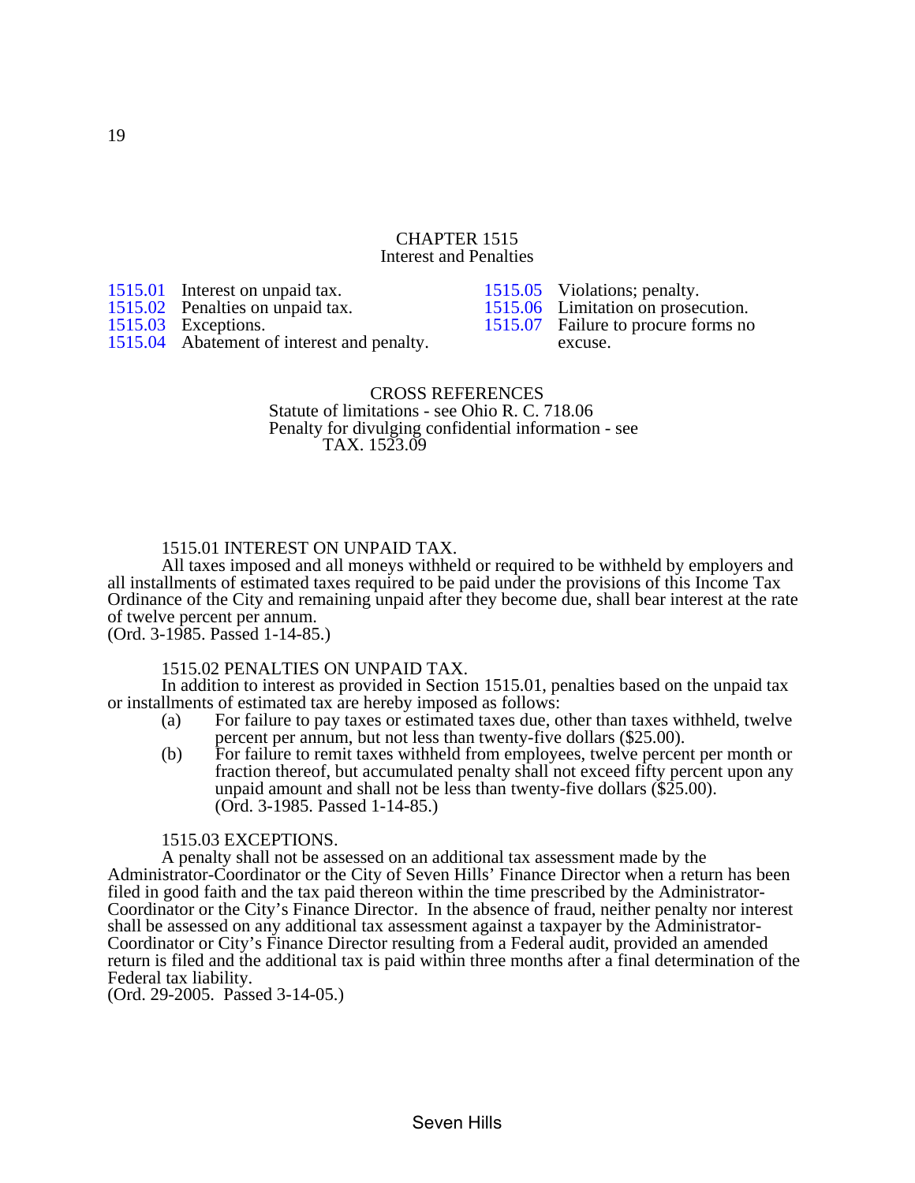# CHAPTER 1515
## Interest and Penalties

1515.01 Interest on unpaid tax.
1515.02 Penalties on unpaid tax.
1515.03 Exceptions.
1515.04 Abatement of interest and penalty.
1515.05 Violations; penalty.
1515.06 Limitation on prosecution.
1515.07 Failure to procure forms no excuse.

CROSS REFERENCES
Statute of limitations - see Ohio R. C. 718.06
Penalty for divulging confidential information - see TAX. 1523.09

### 1515.01 INTEREST ON UNPAID TAX.

All taxes imposed and all moneys withheld or required to be withheld by employers and all installments of estimated taxes required to be paid under the provisions of this Income Tax Ordinance of the City and remaining unpaid after they become due, shall bear interest at the rate of twelve percent per annum.
(Ord. 3-1985. Passed 1-14-85.)

### 1515.02 PENALTIES ON UNPAID TAX.

In addition to interest as provided in Section 1515.01, penalties based on the unpaid tax or installments of estimated tax are hereby imposed as follows:

(a) For failure to pay taxes or estimated taxes due, other than taxes withheld, twelve percent per annum, but not less than twenty-five dollars ($25.00).

(b) For failure to remit taxes withheld from employees, twelve percent per month or fraction thereof, but accumulated penalty shall not exceed fifty percent upon any unpaid amount and shall not be less than twenty-five dollars ($25.00).
(Ord. 3-1985. Passed 1-14-85.)

### 1515.03 EXCEPTIONS.

A penalty shall not be assessed on an additional tax assessment made by the Administrator-Coordinator or the City of Seven Hills' Finance Director when a return has been filed in good faith and the tax paid thereon within the time prescribed by the Administrator-Coordinator or the City's Finance Director. In the absence of fraud, neither penalty nor interest shall be assessed on any additional tax assessment against a taxpayer by the Administrator-Coordinator or City's Finance Director resulting from a Federal audit, provided an amended return is filed and the additional tax is paid within three months after a final determination of the Federal tax liability.
(Ord. 29-2005. Passed 3-14-05.)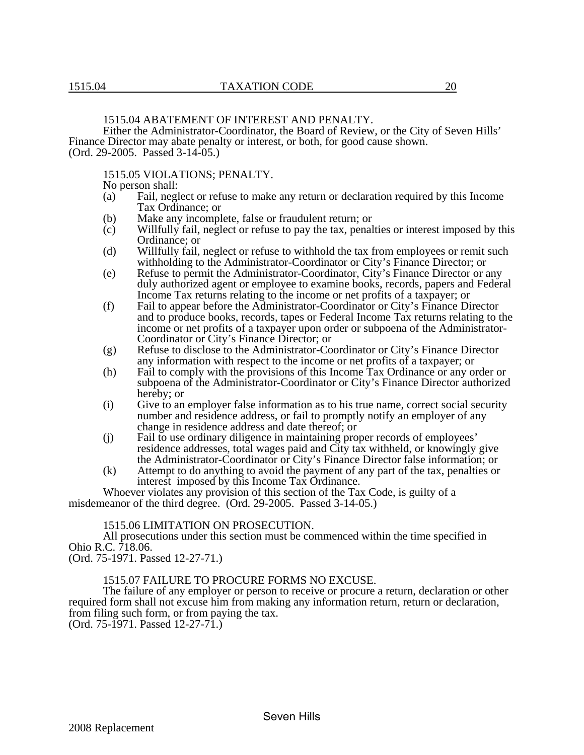## 1515.04 ABATEMENT OF INTEREST AND PENALTY.

Either the Administrator-Coordinator, the Board of Review, or the City of Seven Hills' Finance Director may abate penalty or interest, or both, for good cause shown.
(Ord. 29-2005. Passed 3-14-05.)

## 1515.05 VIOLATIONS; PENALTY.

No person shall:

(a) Fail, neglect or refuse to make any return or declaration required by this Income Tax Ordinance; or

(b) Make any incomplete, false or fraudulent return; or

(c) Willfully fail, neglect or refuse to pay the tax, penalties or interest imposed by this Ordinance; or

(d) Willfully fail, neglect or refuse to withhold the tax from employees or remit such withholding to the Administrator-Coordinator or City's Finance Director; or

(e) Refuse to permit the Administrator-Coordinator, City's Finance Director or any duly authorized agent or employee to examine books, records, papers and Federal Income Tax returns relating to the income or net profits of a taxpayer; or

(f) Fail to appear before the Administrator-Coordinator or City's Finance Director and to produce books, records, tapes or Federal Income Tax returns relating to the income or net profits of a taxpayer upon order or subpoena of the Administrator-Coordinator or City's Finance Director; or

(g) Refuse to disclose to the Administrator-Coordinator or City's Finance Director any information with respect to the income or net profits of a taxpayer; or

(h) Fail to comply with the provisions of this Income Tax Ordinance or any order or subpoena of the Administrator-Coordinator or City's Finance Director authorized hereby; or

(i) Give to an employer false information as to his true name, correct social security number and residence address, or fail to promptly notify an employer of any change in residence address and date thereof; or

(j) Fail to use ordinary diligence in maintaining proper records of employees' residence addresses, total wages paid and City tax withheld, or knowingly give the Administrator-Coordinator or City's Finance Director false information; or

(k) Attempt to do anything to avoid the payment of any part of the tax, penalties or interest imposed by this Income Tax Ordinance.

Whoever violates any provision of this section of the Tax Code, is guilty of a misdemeanor of the third degree. (Ord. 29-2005. Passed 3-14-05.)

## 1515.06 LIMITATION ON PROSECUTION.

All prosecutions under this section must be commenced within the time specified in Ohio R.C. 718.06.
(Ord. 75-1971. Passed 12-27-71.)

## 1515.07 FAILURE TO PROCURE FORMS NO EXCUSE.

The failure of any employer or person to receive or procure a return, declaration or other required form shall not excuse him from making any information return, return or declaration, from filing such form, or from paying the tax.
(Ord. 75-1971. Passed 12-27-71.)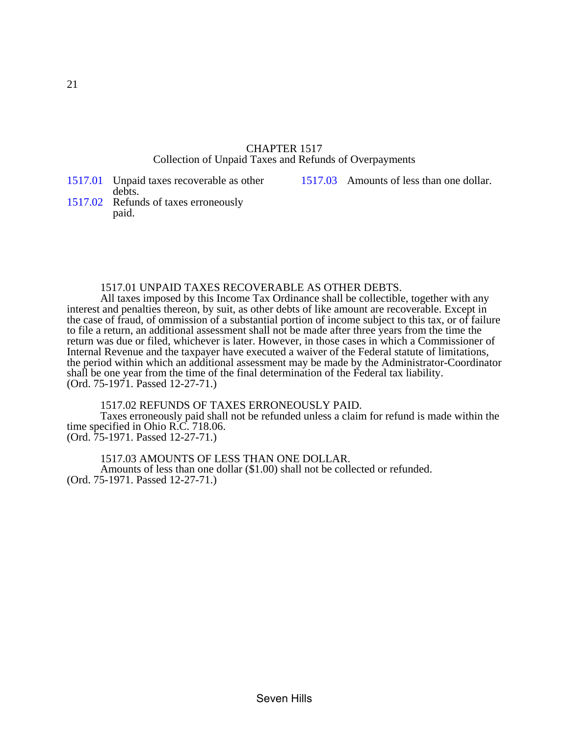# CHAPTER 1517
## Collection of Unpaid Taxes and Refunds of Overpayments

1517.01 Unpaid taxes recoverable as other debts.
1517.02 Refunds of taxes erroneously paid.
1517.03 Amounts of less than one dollar.

### 1517.01 UNPAID TAXES RECOVERABLE AS OTHER DEBTS.

All taxes imposed by this Income Tax Ordinance shall be collectible, together with any interest and penalties thereon, by suit, as other debts of like amount are recoverable. Except in the case of fraud, of ommission of a substantial portion of income subject to this tax, or of failure to file a return, an additional assessment shall not be made after three years from the time the return was due or filed, whichever is later. However, in those cases in which a Commissioner of Internal Revenue and the taxpayer have executed a waiver of the Federal statute of limitations, the period within which an additional assessment may be made by the Administrator-Coordinator shall be one year from the time of the final determination of the Federal tax liability.
(Ord. 75-1971. Passed 12-27-71.)

### 1517.02 REFUNDS OF TAXES ERRONEOUSLY PAID.

Taxes erroneously paid shall not be refunded unless a claim for refund is made within the time specified in Ohio R.C. 718.06.
(Ord. 75-1971. Passed 12-27-71.)

### 1517.03 AMOUNTS OF LESS THAN ONE DOLLAR.

Amounts of less than one dollar ($1.00) shall not be collected or refunded.
(Ord. 75-1971. Passed 12-27-71.)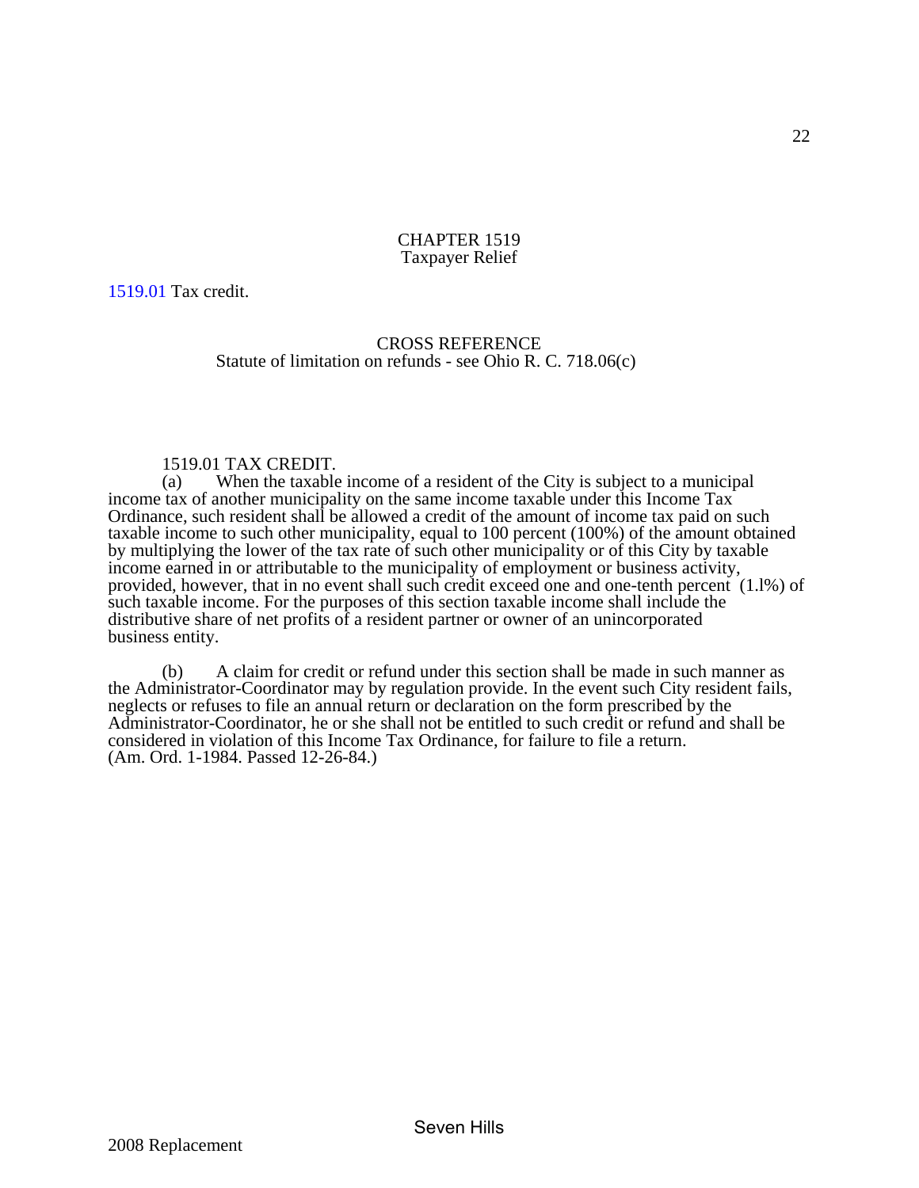# CHAPTER 1519
## Taxpayer Relief

1519.01 Tax credit.

CROSS REFERENCE
Statute of limitation on refunds - see Ohio R. C. 718.06(c)

### 1519.01 TAX CREDIT.

(a) When the taxable income of a resident of the City is subject to a municipal income tax of another municipality on the same income taxable under this Income Tax Ordinance, such resident shall be allowed a credit of the amount of income tax paid on such taxable income to such other municipality, equal to 100 percent (100%) of the amount obtained by multiplying the lower of the tax rate of such other municipality or of this City by taxable income earned in or attributable to the municipality of employment or business activity, provided, however, that in no event shall such credit exceed one and one-tenth percent (1.l%) of such taxable income. For the purposes of this section taxable income shall include the distributive share of net profits of a resident partner or owner of an unincorporated business entity.

(b) A claim for credit or refund under this section shall be made in such manner as the Administrator-Coordinator may by regulation provide. In the event such City resident fails, neglects or refuses to file an annual return or declaration on the form prescribed by the Administrator-Coordinator, he or she shall not be entitled to such credit or refund and shall be considered in violation of this Income Tax Ordinance, for failure to file a return.
(Am. Ord. 1-1984. Passed 12-26-84.)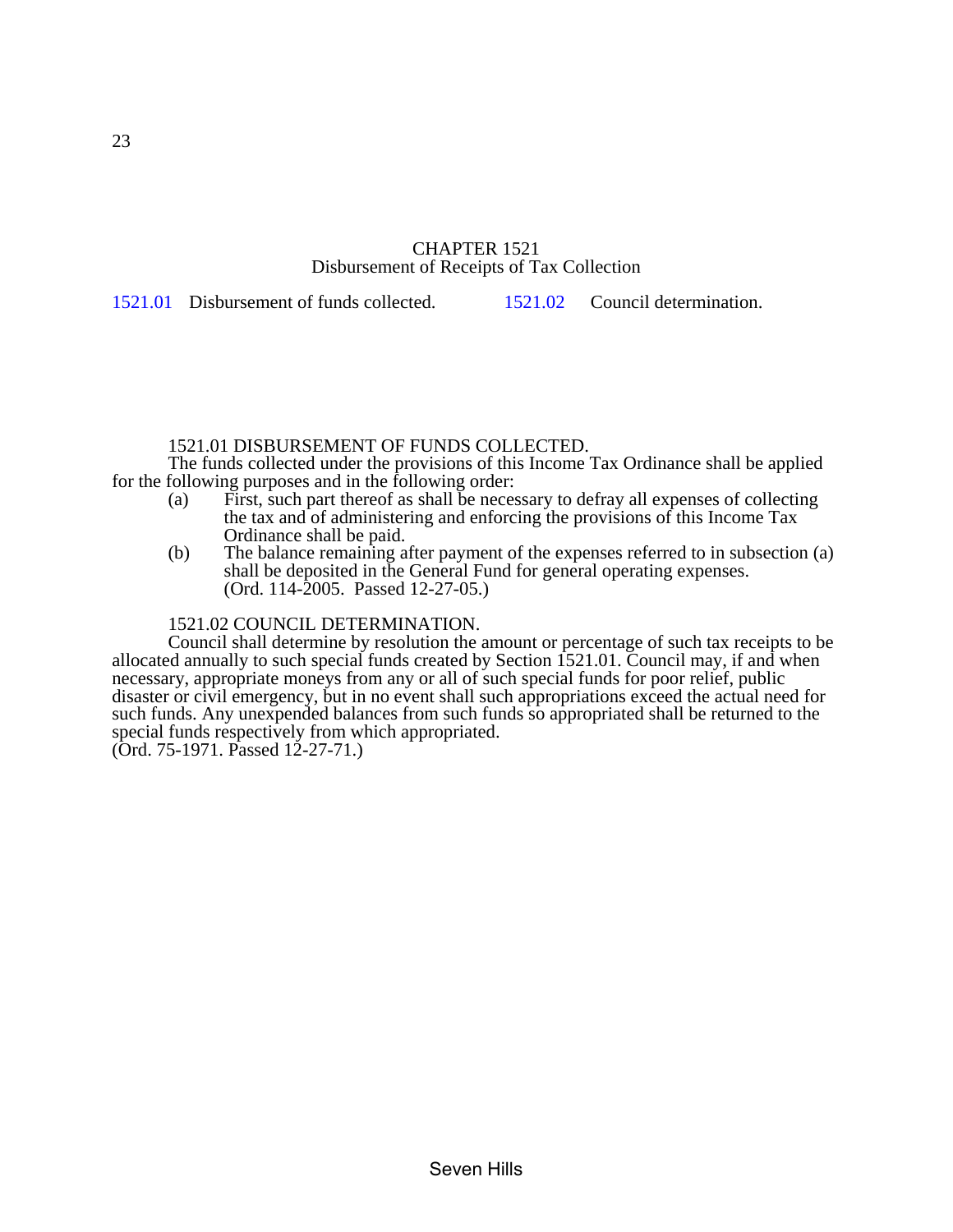# CHAPTER 1521
## Disbursement of Receipts of Tax Collection

1521.01 Disbursement of funds collected.

1521.02 Council determination.

### 1521.01 DISBURSEMENT OF FUNDS COLLECTED.

The funds collected under the provisions of this Income Tax Ordinance shall be applied for the following purposes and in the following order:

(a) First, such part thereof as shall be necessary to defray all expenses of collecting the tax and of administering and enforcing the provisions of this Income Tax Ordinance shall be paid.

(b) The balance remaining after payment of the expenses referred to in subsection (a) shall be deposited in the General Fund for general operating expenses.
(Ord. 114-2005. Passed 12-27-05.)

### 1521.02 COUNCIL DETERMINATION.

Council shall determine by resolution the amount or percentage of such tax receipts to be allocated annually to such special funds created by Section 1521.01. Council may, if and when necessary, appropriate moneys from any or all of such special funds for poor relief, public disaster or civil emergency, but in no event shall such appropriations exceed the actual need for such funds. Any unexpended balances from such funds so appropriated shall be returned to the special funds respectively from which appropriated.
(Ord. 75-1971. Passed 12-27-71.)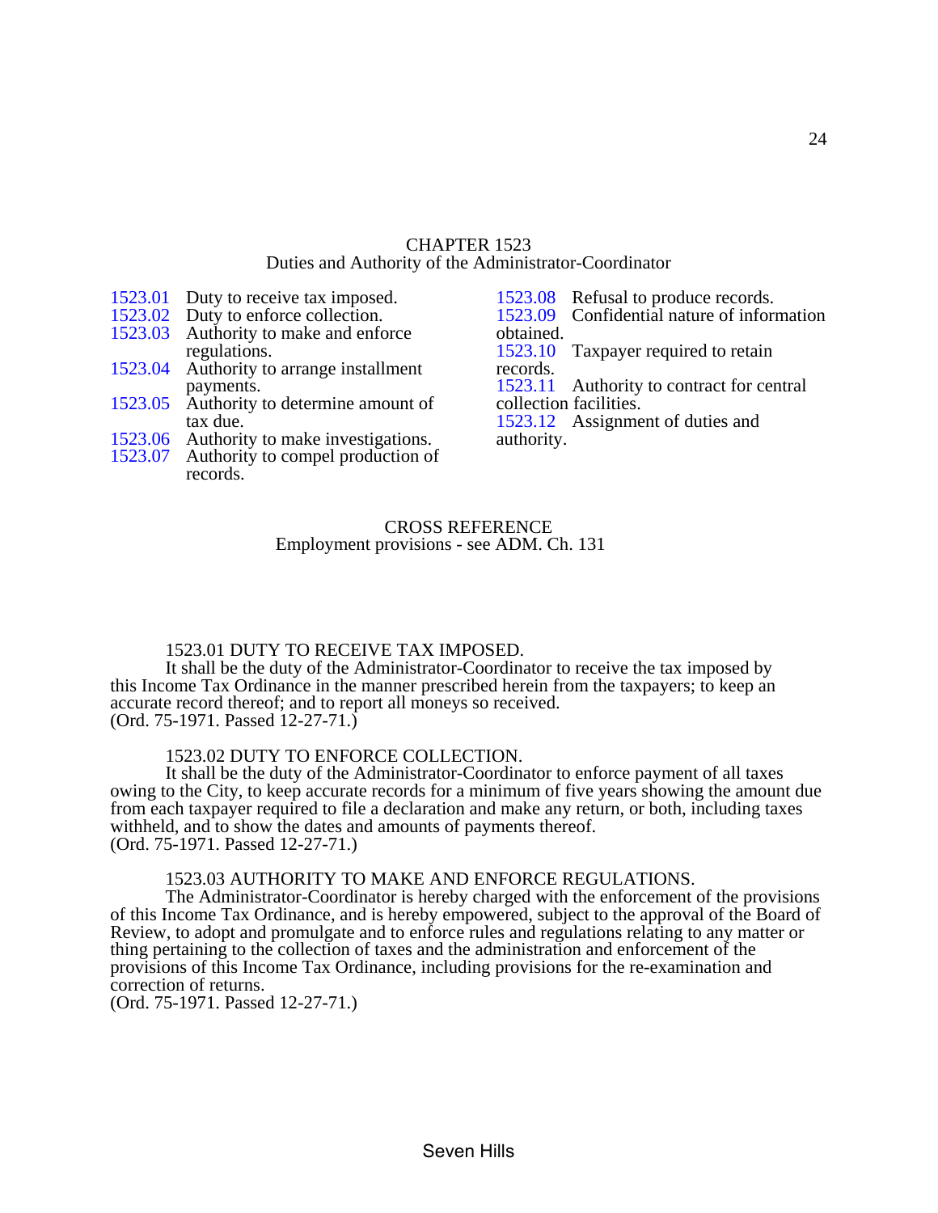# CHAPTER 1523
## Duties and Authority of the Administrator-Coordinator

1523.01 Duty to receive tax imposed.
1523.02 Duty to enforce collection.
1523.03 Authority to make and enforce regulations.
1523.04 Authority to arrange installment payments.
1523.05 Authority to determine amount of tax due.
1523.06 Authority to make investigations.
1523.07 Authority to compel production of records.
1523.08 Refusal to produce records.
1523.09 Confidential nature of information obtained.
1523.10 Taxpayer required to retain records.
1523.11 Authority to contract for central collection facilities.
1523.12 Assignment of duties and authority.

CROSS REFERENCE
Employment provisions - see ADM. Ch. 131

### 1523.01 DUTY TO RECEIVE TAX IMPOSED.

It shall be the duty of the Administrator-Coordinator to receive the tax imposed by this Income Tax Ordinance in the manner prescribed herein from the taxpayers; to keep an accurate record thereof; and to report all moneys so received.
(Ord. 75-1971. Passed 12-27-71.)

### 1523.02 DUTY TO ENFORCE COLLECTION.

It shall be the duty of the Administrator-Coordinator to enforce payment of all taxes owing to the City, to keep accurate records for a minimum of five years showing the amount due from each taxpayer required to file a declaration and make any return, or both, including taxes withheld, and to show the dates and amounts of payments thereof.
(Ord. 75-1971. Passed 12-27-71.)

### 1523.03 AUTHORITY TO MAKE AND ENFORCE REGULATIONS.

The Administrator-Coordinator is hereby charged with the enforcement of the provisions of this Income Tax Ordinance, and is hereby empowered, subject to the approval of the Board of Review, to adopt and promulgate and to enforce rules and regulations relating to any matter or thing pertaining to the collection of taxes and the administration and enforcement of the provisions of this Income Tax Ordinance, including provisions for the re-examination and correction of returns.
(Ord. 75-1971. Passed 12-27-71.)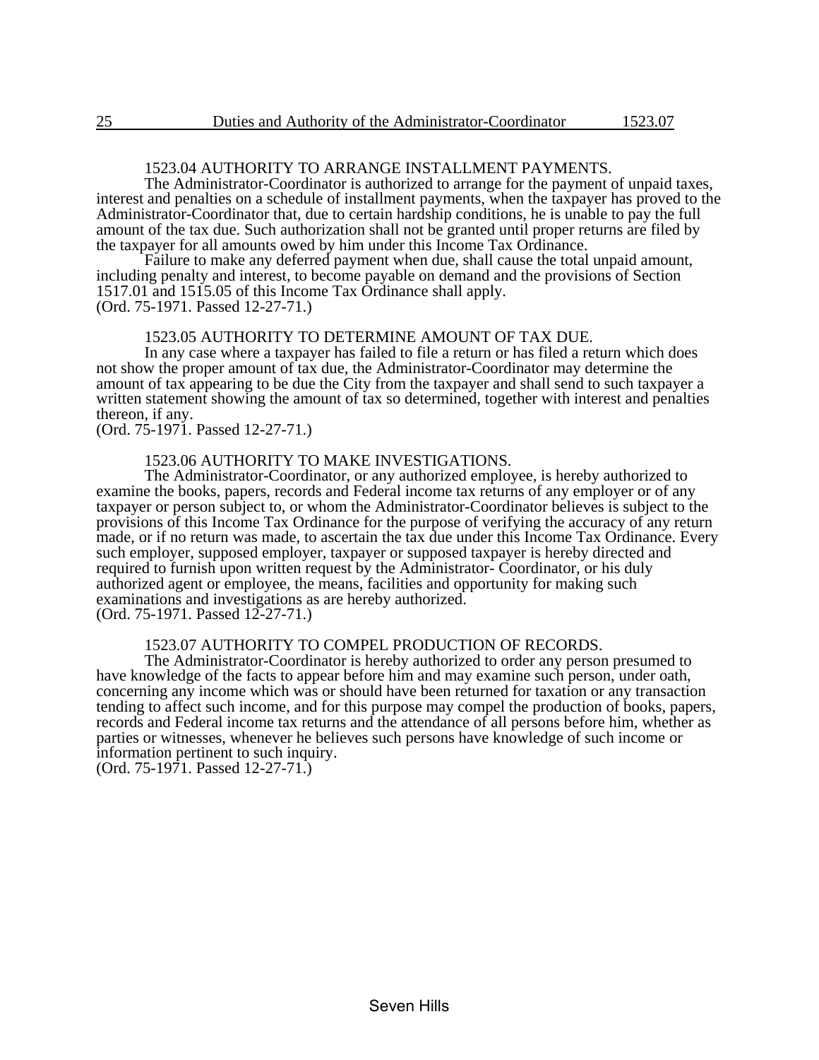### 1523.04 AUTHORITY TO ARRANGE INSTALLMENT PAYMENTS.

The Administrator-Coordinator is authorized to arrange for the payment of unpaid taxes, interest and penalties on a schedule of installment payments, when the taxpayer has proved to the Administrator-Coordinator that, due to certain hardship conditions, he is unable to pay the full amount of the tax due. Such authorization shall not be granted until proper returns are filed by the taxpayer for all amounts owed by him under this Income Tax Ordinance.

Failure to make any deferred payment when due, shall cause the total unpaid amount, including penalty and interest, to become payable on demand and the provisions of Section 1517.01 and 1515.05 of this Income Tax Ordinance shall apply.
(Ord. 75-1971. Passed 12-27-71.)

### 1523.05 AUTHORITY TO DETERMINE AMOUNT OF TAX DUE.

In any case where a taxpayer has failed to file a return or has filed a return which does not show the proper amount of tax due, the Administrator-Coordinator may determine the amount of tax appearing to be due the City from the taxpayer and shall send to such taxpayer a written statement showing the amount of tax so determined, together with interest and penalties thereon, if any.
(Ord. 75-1971. Passed 12-27-71.)

### 1523.06 AUTHORITY TO MAKE INVESTIGATIONS.

The Administrator-Coordinator, or any authorized employee, is hereby authorized to examine the books, papers, records and Federal income tax returns of any employer or of any taxpayer or person subject to, or whom the Administrator-Coordinator believes is subject to the provisions of this Income Tax Ordinance for the purpose of verifying the accuracy of any return made, or if no return was made, to ascertain the tax due under this Income Tax Ordinance. Every such employer, supposed employer, taxpayer or supposed taxpayer is hereby directed and required to furnish upon written request by the Administrator- Coordinator, or his duly authorized agent or employee, the means, facilities and opportunity for making such examinations and investigations as are hereby authorized.
(Ord. 75-1971. Passed 12-27-71.)

### 1523.07 AUTHORITY TO COMPEL PRODUCTION OF RECORDS.

The Administrator-Coordinator is hereby authorized to order any person presumed to have knowledge of the facts to appear before him and may examine such person, under oath, concerning any income which was or should have been returned for taxation or any transaction tending to affect such income, and for this purpose may compel the production of books, papers, records and Federal income tax returns and the attendance of all persons before him, whether as parties or witnesses, whenever he believes such persons have knowledge of such income or information pertinent to such inquiry.
(Ord. 75-1971. Passed 12-27-71.)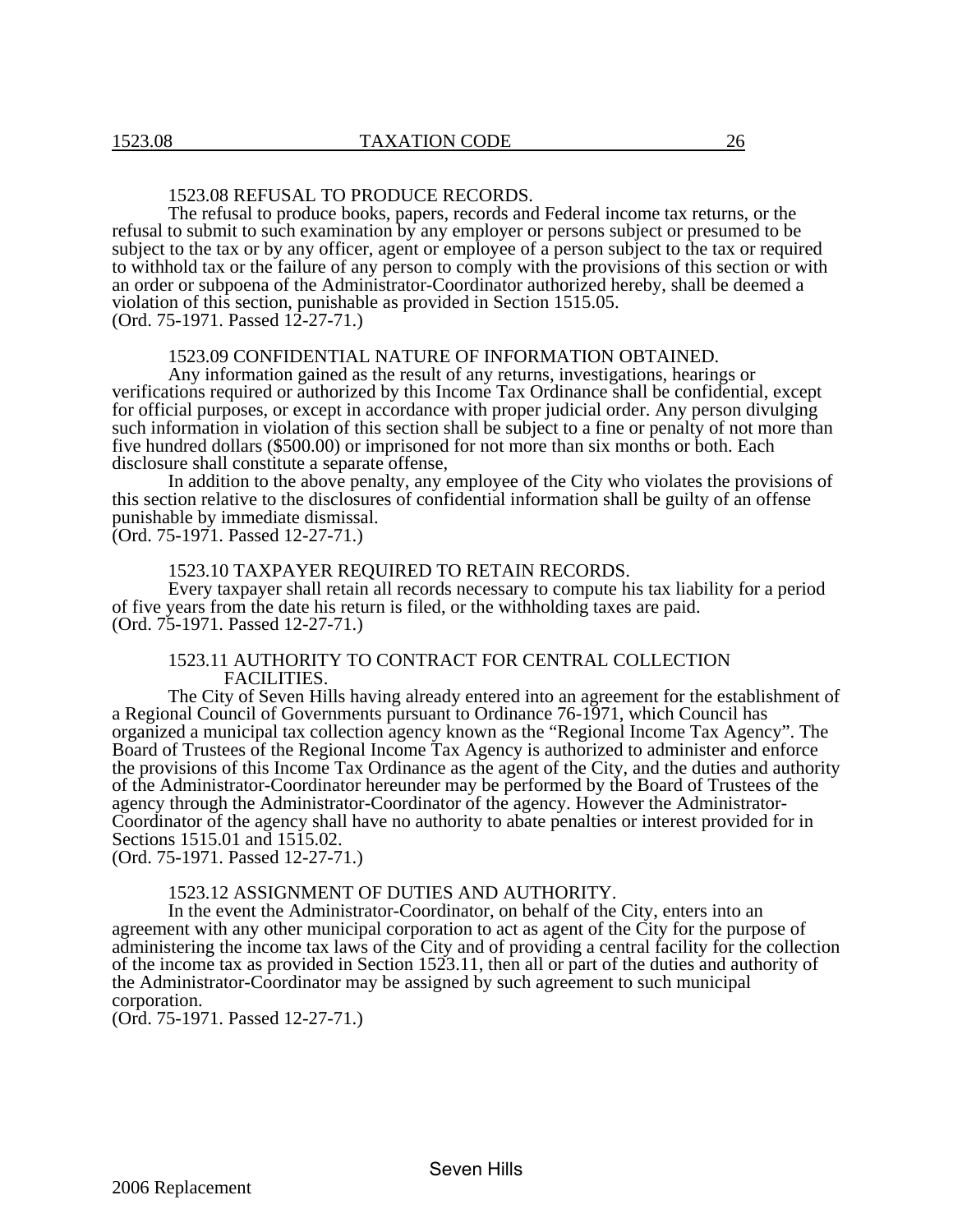### 1523.08 REFUSAL TO PRODUCE RECORDS.

The refusal to produce books, papers, records and Federal income tax returns, or the refusal to submit to such examination by any employer or persons subject or presumed to be subject to the tax or by any officer, agent or employee of a person subject to the tax or required to withhold tax or the failure of any person to comply with the provisions of this section or with an order or subpoena of the Administrator-Coordinator authorized hereby, shall be deemed a violation of this section, punishable as provided in Section 1515.05.
(Ord. 75-1971. Passed 12-27-71.)

### 1523.09 CONFIDENTIAL NATURE OF INFORMATION OBTAINED.

Any information gained as the result of any returns, investigations, hearings or verifications required or authorized by this Income Tax Ordinance shall be confidential, except for official purposes, or except in accordance with proper judicial order. Any person divulging such information in violation of this section shall be subject to a fine or penalty of not more than five hundred dollars ($500.00) or imprisoned for not more than six months or both. Each disclosure shall constitute a separate offense,

In addition to the above penalty, any employee of the City who violates the provisions of this section relative to the disclosures of confidential information shall be guilty of an offense punishable by immediate dismissal.
(Ord. 75-1971. Passed 12-27-71.)

### 1523.10 TAXPAYER REQUIRED TO RETAIN RECORDS.

Every taxpayer shall retain all records necessary to compute his tax liability for a period of five years from the date his return is filed, or the withholding taxes are paid.
(Ord. 75-1971. Passed 12-27-71.)

### 1523.11 AUTHORITY TO CONTRACT FOR CENTRAL COLLECTION FACILITIES.

The City of Seven Hills having already entered into an agreement for the establishment of a Regional Council of Governments pursuant to Ordinance 76-1971, which Council has organized a municipal tax collection agency known as the "Regional Income Tax Agency". The Board of Trustees of the Regional Income Tax Agency is authorized to administer and enforce the provisions of this Income Tax Ordinance as the agent of the City, and the duties and authority of the Administrator-Coordinator hereunder may be performed by the Board of Trustees of the agency through the Administrator-Coordinator of the agency. However the Administrator-Coordinator of the agency shall have no authority to abate penalties or interest provided for in Sections 1515.01 and 1515.02.
(Ord. 75-1971. Passed 12-27-71.)

### 1523.12 ASSIGNMENT OF DUTIES AND AUTHORITY.

In the event the Administrator-Coordinator, on behalf of the City, enters into an agreement with any other municipal corporation to act as agent of the City for the purpose of administering the income tax laws of the City and of providing a central facility for the collection of the income tax as provided in Section 1523.11, then all or part of the duties and authority of the Administrator-Coordinator may be assigned by such agreement to such municipal corporation.
(Ord. 75-1971. Passed 12-27-71.)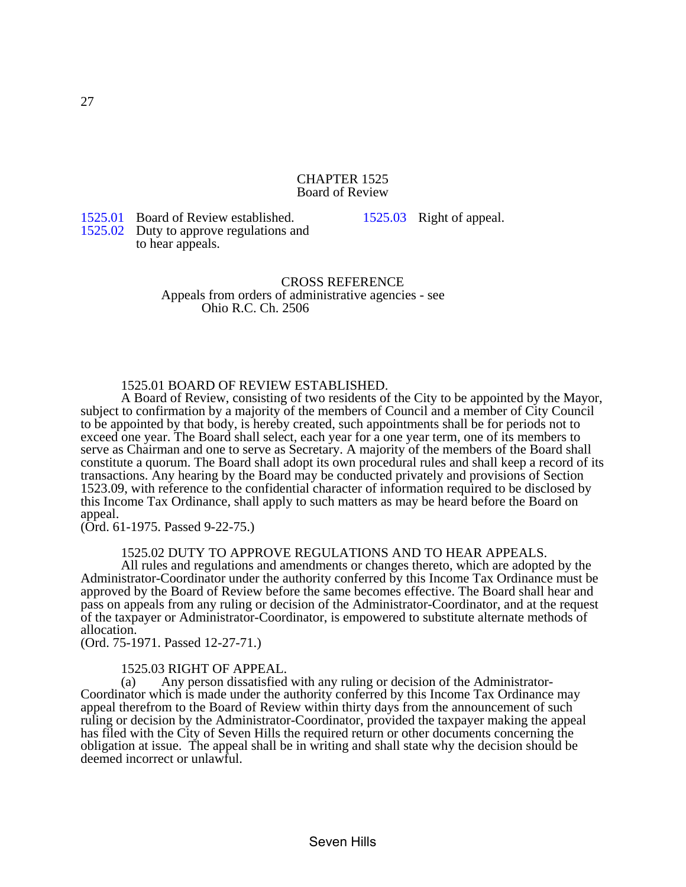# CHAPTER 1525
## Board of Review

1525.01 Board of Review established.
1525.02 Duty to approve regulations and to hear appeals.
1525.03 Right of appeal.

CROSS REFERENCE
Appeals from orders of administrative agencies - see Ohio R.C. Ch. 2506

### 1525.01 BOARD OF REVIEW ESTABLISHED.

A Board of Review, consisting of two residents of the City to be appointed by the Mayor, subject to confirmation by a majority of the members of Council and a member of City Council to be appointed by that body, is hereby created, such appointments shall be for periods not to exceed one year. The Board shall select, each year for a one year term, one of its members to serve as Chairman and one to serve as Secretary. A majority of the members of the Board shall constitute a quorum. The Board shall adopt its own procedural rules and shall keep a record of its transactions. Any hearing by the Board may be conducted privately and provisions of Section 1523.09, with reference to the confidential character of information required to be disclosed by this Income Tax Ordinance, shall apply to such matters as may be heard before the Board on appeal.
(Ord. 61-1975. Passed 9-22-75.)

### 1525.02 DUTY TO APPROVE REGULATIONS AND TO HEAR APPEALS.

All rules and regulations and amendments or changes thereto, which are adopted by the Administrator-Coordinator under the authority conferred by this Income Tax Ordinance must be approved by the Board of Review before the same becomes effective. The Board shall hear and pass on appeals from any ruling or decision of the Administrator-Coordinator, and at the request of the taxpayer or Administrator-Coordinator, is empowered to substitute alternate methods of allocation.
(Ord. 75-1971. Passed 12-27-71.)

### 1525.03 RIGHT OF APPEAL.

(a) Any person dissatisfied with any ruling or decision of the Administrator-Coordinator which is made under the authority conferred by this Income Tax Ordinance may appeal therefrom to the Board of Review within thirty days from the announcement of such ruling or decision by the Administrator-Coordinator, provided the taxpayer making the appeal has filed with the City of Seven Hills the required return or other documents concerning the obligation at issue. The appeal shall be in writing and shall state why the decision should be deemed incorrect or unlawful.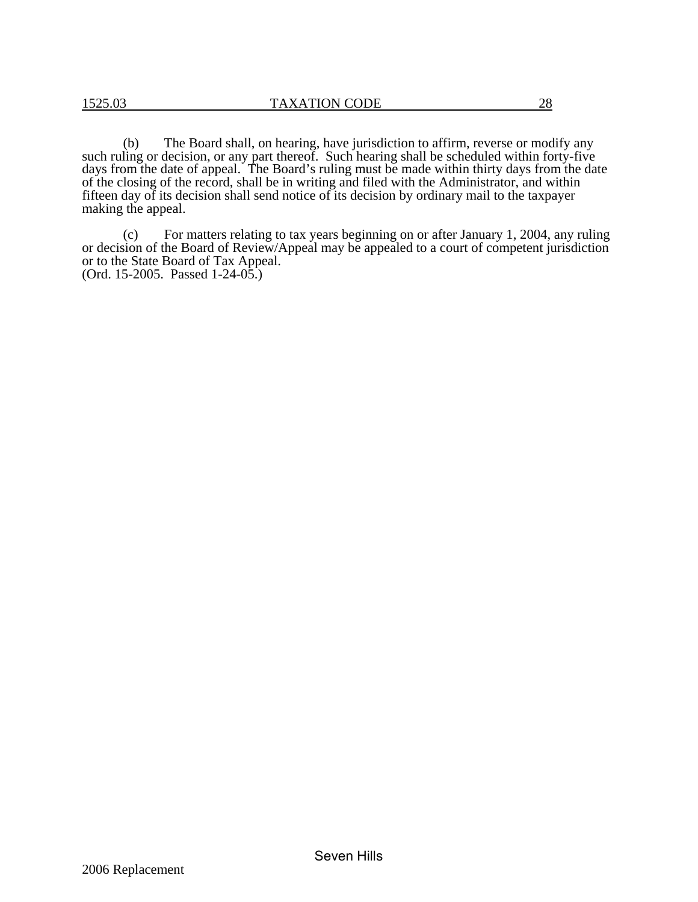(b) The Board shall, on hearing, have jurisdiction to affirm, reverse or modify any such ruling or decision, or any part thereof. Such hearing shall be scheduled within forty-five days from the date of appeal. The Board's ruling must be made within thirty days from the date of the closing of the record, shall be in writing and filed with the Administrator, and within fifteen day of its decision shall send notice of its decision by ordinary mail to the taxpayer making the appeal.

(c) For matters relating to tax years beginning on or after January 1, 2004, any ruling or decision of the Board of Review/Appeal may be appealed to a court of competent jurisdiction or to the State Board of Tax Appeal.
(Ord. 15-2005. Passed 1-24-05.)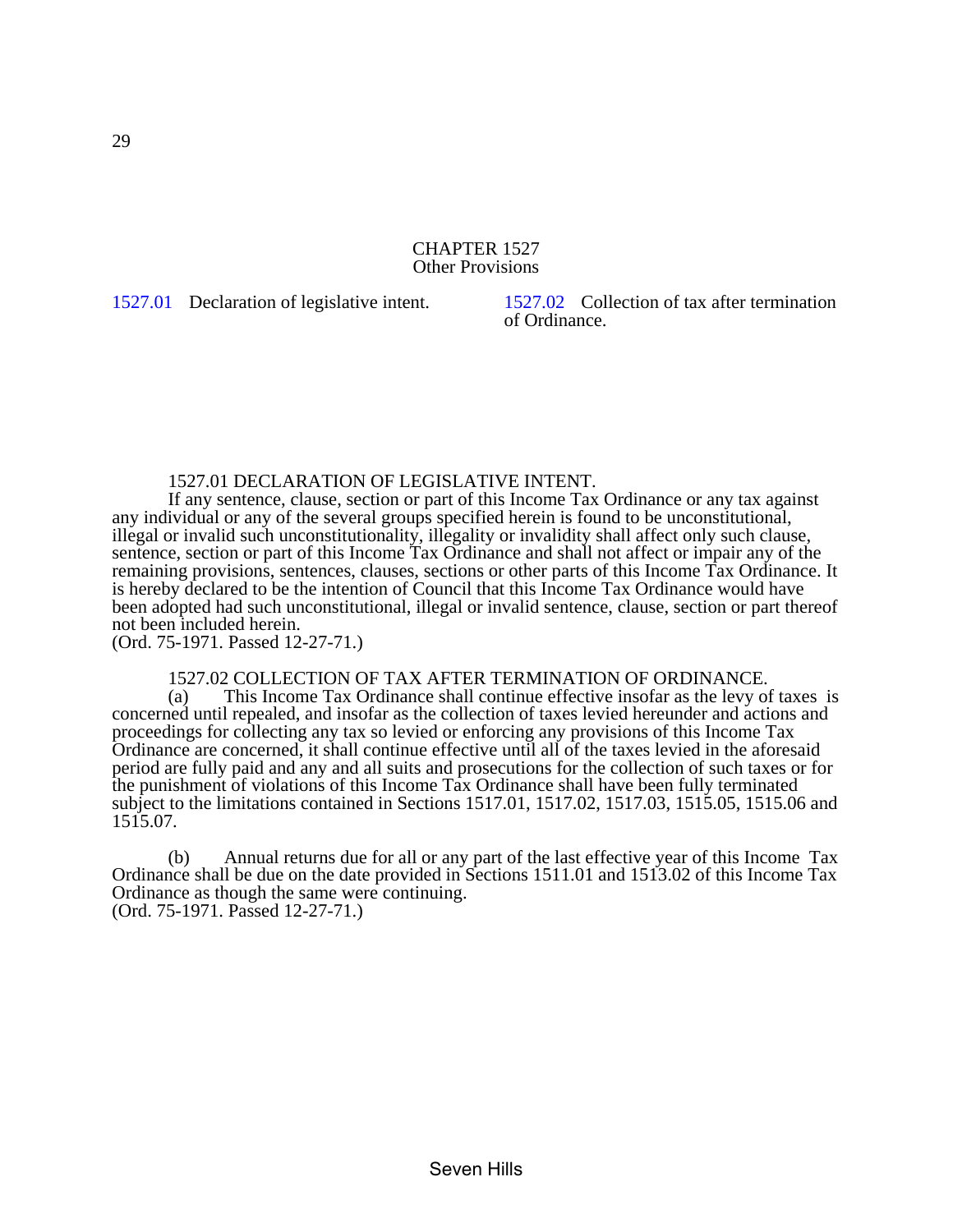# CHAPTER 1527
## Other Provisions

1527.01 Declaration of legislative intent.

1527.02 Collection of tax after termination of Ordinance.

### 1527.01 DECLARATION OF LEGISLATIVE INTENT.

If any sentence, clause, section or part of this Income Tax Ordinance or any tax against any individual or any of the several groups specified herein is found to be unconstitutional, illegal or invalid such unconstitutionality, illegality or invalidity shall affect only such clause, sentence, section or part of this Income Tax Ordinance and shall not affect or impair any of the remaining provisions, sentences, clauses, sections or other parts of this Income Tax Ordinance. It is hereby declared to be the intention of Council that this Income Tax Ordinance would have been adopted had such unconstitutional, illegal or invalid sentence, clause, section or part thereof not been included herein.
(Ord. 75-1971. Passed 12-27-71.)

### 1527.02 COLLECTION OF TAX AFTER TERMINATION OF ORDINANCE.

(a) This Income Tax Ordinance shall continue effective insofar as the levy of taxes is concerned until repealed, and insofar as the collection of taxes levied hereunder and actions and proceedings for collecting any tax so levied or enforcing any provisions of this Income Tax Ordinance are concerned, it shall continue effective until all of the taxes levied in the aforesaid period are fully paid and any and all suits and prosecutions for the collection of such taxes or for the punishment of violations of this Income Tax Ordinance shall have been fully terminated subject to the limitations contained in Sections 1517.01, 1517.02, 1517.03, 1515.05, 1515.06 and 1515.07.

(b) Annual returns due for all or any part of the last effective year of this Income Tax Ordinance shall be due on the date provided in Sections 1511.01 and 1513.02 of this Income Tax Ordinance as though the same were continuing.
(Ord. 75-1971. Passed 12-27-71.)